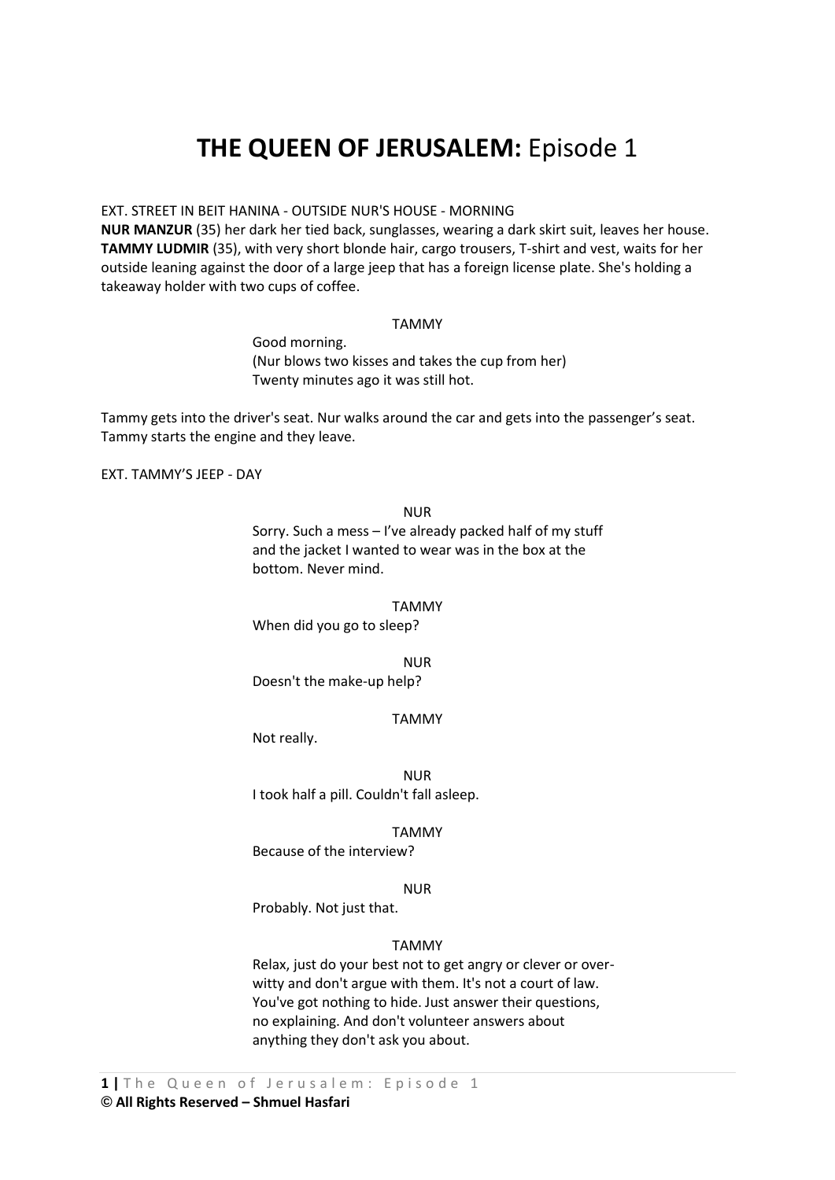# **THE QUEEN OF JERUSALEM:** Episode 1

EXT. STREET IN BEIT HANINA - OUTSIDE NUR'S HOUSE - MORNING

**NUR MANZUR** (35) her dark her tied back, sunglasses, wearing a dark skirt suit, leaves her house. **TAMMY LUDMIR** (35), with very short blonde hair, cargo trousers, T-shirt and vest, waits for her outside leaning against the door of a large jeep that has a foreign license plate. She's holding a takeaway holder with two cups of coffee.

TAMMY

Good morning.
(Nur blows two kisses and takes the cup from her)
Twenty minutes ago it was still hot.

Tammy gets into the driver's seat. Nur walks around the car and gets into the passenger's seat. Tammy starts the engine and they leave.

EXT. TAMMY'S JEEP - DAY

NUR

Sorry. Such a mess – I've already packed half of my stuff and the jacket I wanted to wear was in the box at the bottom. Never mind.

TAMMY

When did you go to sleep?

NUR

Doesn't the make-up help?

TAMMY

Not really.

NUR

I took half a pill. Couldn't fall asleep.

TAMMY

Because of the interview?

NUR

Probably. Not just that.

TAMMY

Relax, just do your best not to get angry or clever or over-witty and don't argue with them. It's not a court of law. You've got nothing to hide. Just answer their questions, no explaining. And don't volunteer answers about anything they don't ask you about.

**© All Rights Reserved – Shmuel Hasfari**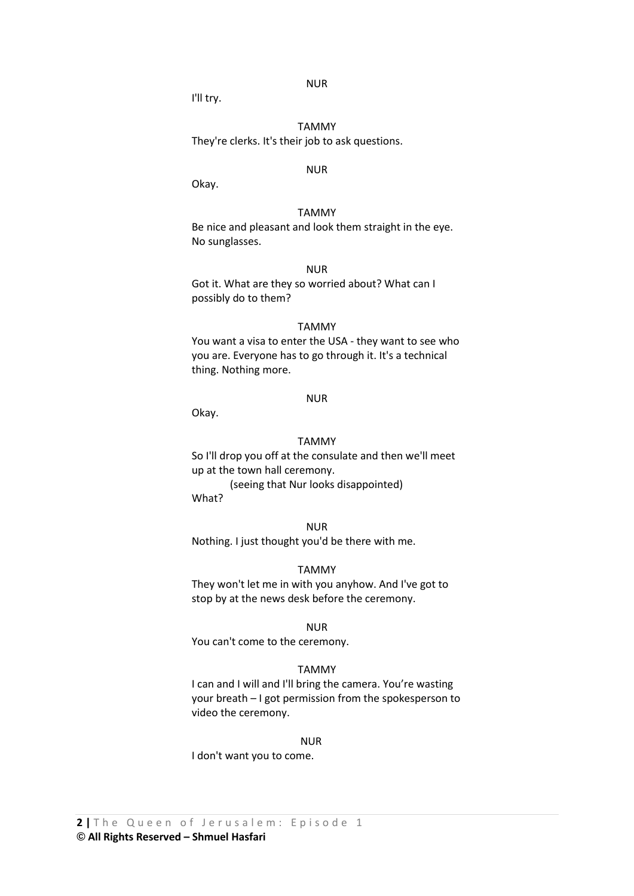NUR

I'll try.

TAMMY

They're clerks. It's their job to ask questions.

NUR

Okay.

TAMMY

Be nice and pleasant and look them straight in the eye. No sunglasses.

NUR

Got it. What are they so worried about? What can I possibly do to them?

TAMMY

You want a visa to enter the USA - they want to see who you are. Everyone has to go through it. It's a technical thing. Nothing more.

NUR

Okay.

TAMMY

So I'll drop you off at the consulate and then we'll meet up at the town hall ceremony.

(seeing that Nur looks disappointed)

What?

NUR

Nothing. I just thought you'd be there with me.

TAMMY

They won't let me in with you anyhow. And I've got to stop by at the news desk before the ceremony.

NUR

You can't come to the ceremony.

TAMMY

I can and I will and I'll bring the camera. You're wasting your breath – I got permission from the spokesperson to video the ceremony.

NUR

I don't want you to come.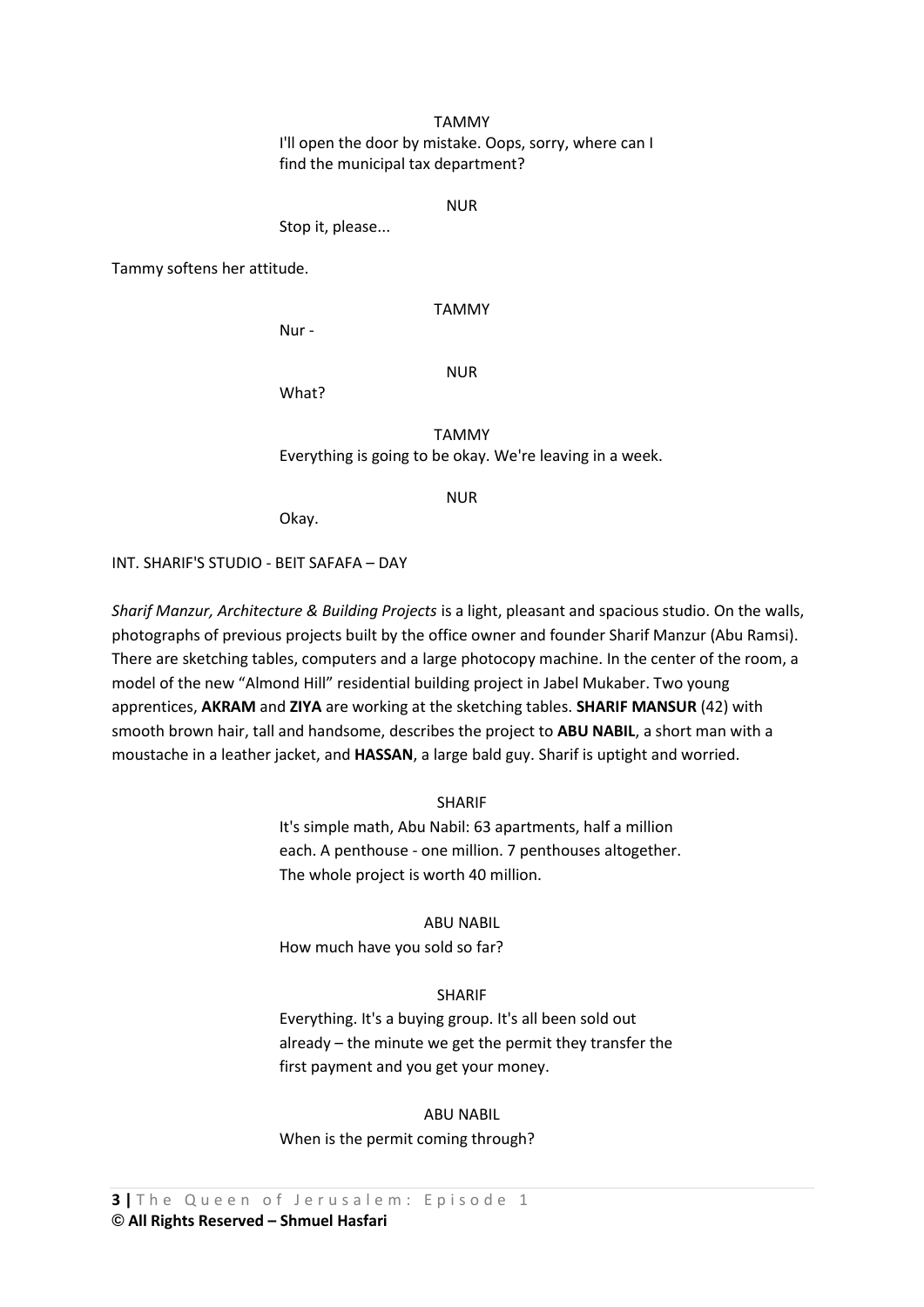TAMMY

I'll open the door by mistake. Oops, sorry, where can I find the municipal tax department?

NUR

Stop it, please...

Tammy softens her attitude.

TAMMY

Nur -

NUR

What?

TAMMY

Everything is going to be okay. We're leaving in a week.

NUR

Okay.

INT. SHARIF'S STUDIO - BEIT SAFAFA – DAY

*Sharif Manzur, Architecture & Building Projects* is a light, pleasant and spacious studio. On the walls, photographs of previous projects built by the office owner and founder Sharif Manzur (Abu Ramsi). There are sketching tables, computers and a large photocopy machine. In the center of the room, a model of the new “Almond Hill” residential building project in Jabel Mukaber. Two young apprentices, **AKRAM** and **ZIYA** are working at the sketching tables. **SHARIF MANSUR** (42) with smooth brown hair, tall and handsome, describes the project to **ABU NABIL**, a short man with a moustache in a leather jacket, and **HASSAN**, a large bald guy. Sharif is uptight and worried.

SHARIF

It's simple math, Abu Nabil: 63 apartments, half a million each. A penthouse - one million. 7 penthouses altogether. The whole project is worth 40 million.

ABU NABIL

How much have you sold so far?

SHARIF

Everything. It's a buying group. It's all been sold out already – the minute we get the permit they transfer the first payment and you get your money.

ABU NABIL

When is the permit coming through?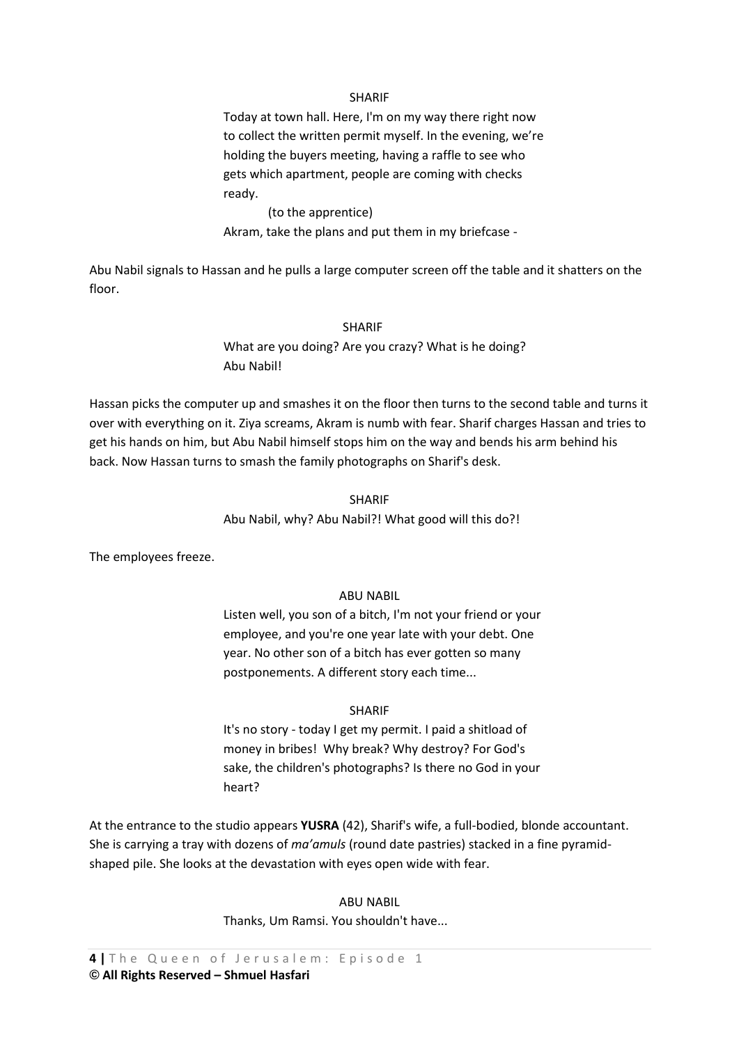SHARIF

Today at town hall. Here, I'm on my way there right now to collect the written permit myself. In the evening, we're holding the buyers meeting, having a raffle to see who gets which apartment, people are coming with checks ready.

(to the apprentice)

Akram, take the plans and put them in my briefcase -

Abu Nabil signals to Hassan and he pulls a large computer screen off the table and it shatters on the floor.

SHARIF

What are you doing? Are you crazy? What is he doing? Abu Nabil!

Hassan picks the computer up and smashes it on the floor then turns to the second table and turns it over with everything on it. Ziya screams, Akram is numb with fear. Sharif charges Hassan and tries to get his hands on him, but Abu Nabil himself stops him on the way and bends his arm behind his back. Now Hassan turns to smash the family photographs on Sharif's desk.

SHARIF

Abu Nabil, why? Abu Nabil?! What good will this do?!

The employees freeze.

ABU NABIL

Listen well, you son of a bitch, I'm not your friend or your employee, and you're one year late with your debt. One year. No other son of a bitch has ever gotten so many postponements. A different story each time...

SHARIF

It's no story - today I get my permit. I paid a shitload of money in bribes! Why break? Why destroy? For God's sake, the children's photographs? Is there no God in your heart?

At the entrance to the studio appears **YUSRA** (42), Sharif's wife, a full-bodied, blonde accountant. She is carrying a tray with dozens of *ma'amuls* (round date pastries) stacked in a fine pyramid-shaped pile. She looks at the devastation with eyes open wide with fear.

ABU NABIL

Thanks, Um Ramsi. You shouldn't have...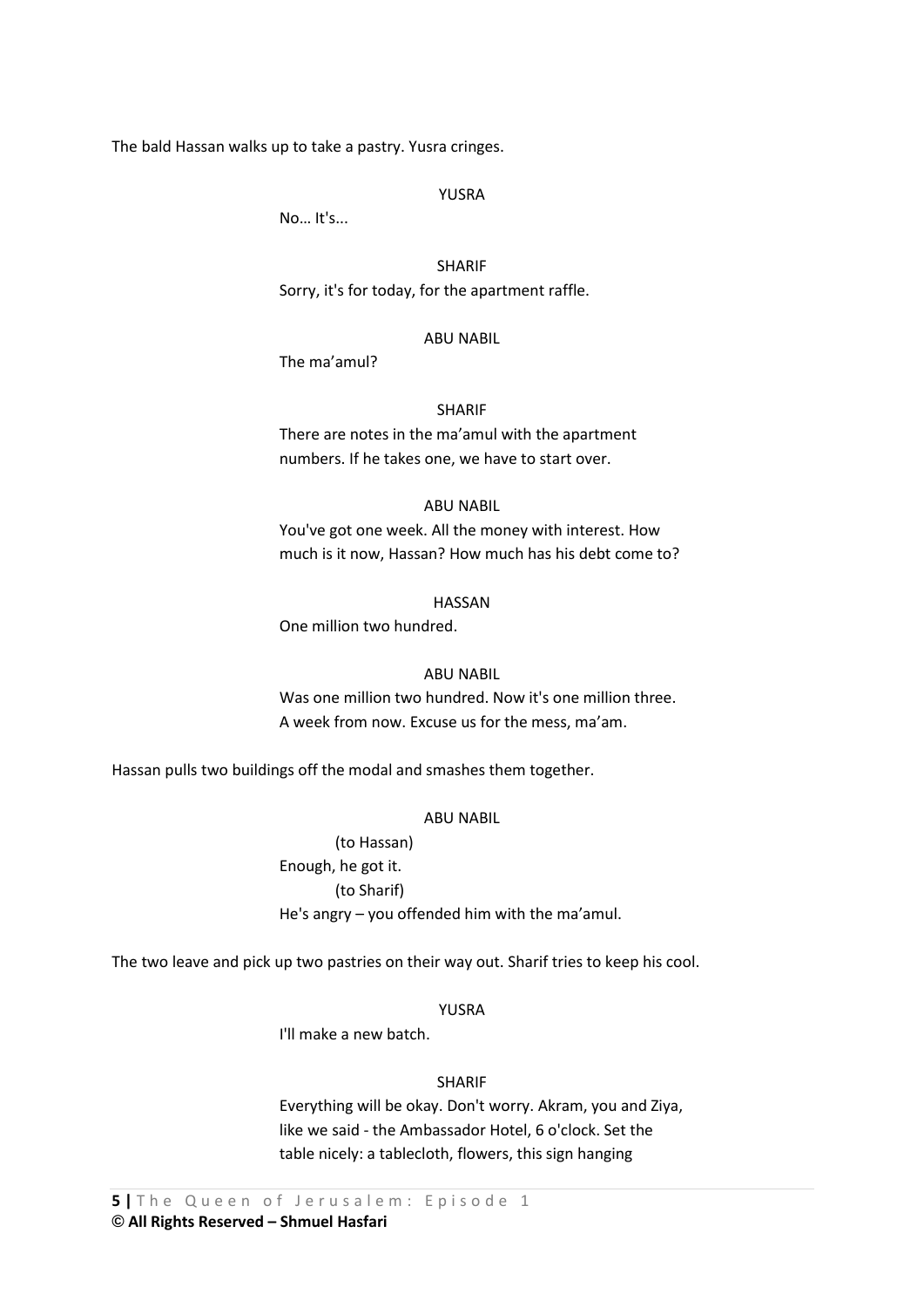The bald Hassan walks up to take a pastry. Yusra cringes.

YUSRA

No… It's...

SHARIF

Sorry, it's for today, for the apartment raffle.

ABU NABIL

The ma'amul?

SHARIF

There are notes in the ma'amul with the apartment numbers. If he takes one, we have to start over.

ABU NABIL

You've got one week. All the money with interest. How much is it now, Hassan? How much has his debt come to?

HASSAN

One million two hundred.

ABU NABIL

Was one million two hundred. Now it's one million three. A week from now. Excuse us for the mess, ma'am.

Hassan pulls two buildings off the modal and smashes them together.

ABU NABIL

(to Hassan)

Enough, he got it.

(to Sharif)

He's angry – you offended him with the ma'amul.

The two leave and pick up two pastries on their way out. Sharif tries to keep his cool.

YUSRA

I'll make a new batch.

SHARIF

Everything will be okay. Don't worry. Akram, you and Ziya, like we said - the Ambassador Hotel, 6 o'clock. Set the table nicely: a tablecloth, flowers, this sign hanging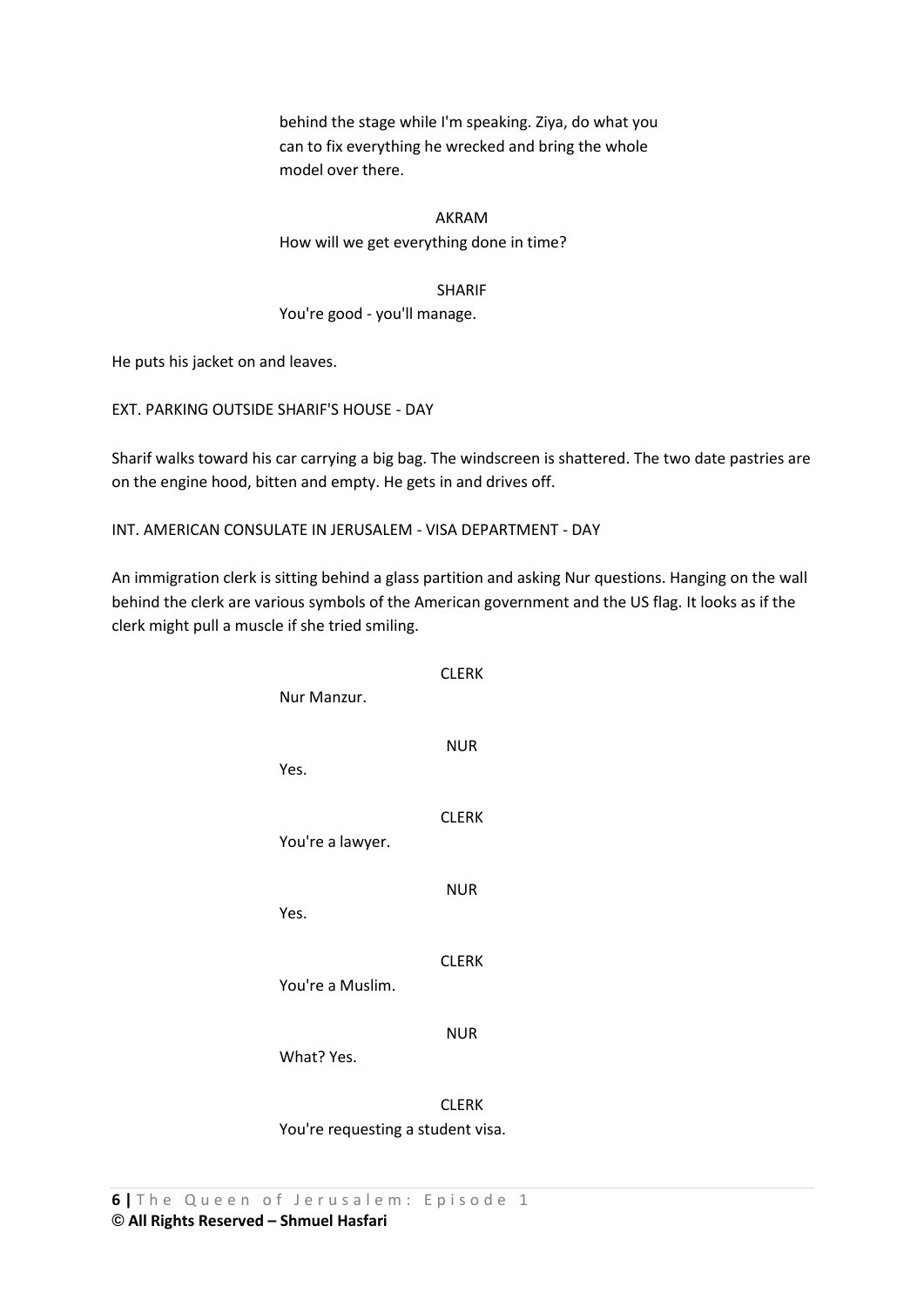behind the stage while I'm speaking. Ziya, do what you can to fix everything he wrecked and bring the whole model over there.

AKRAM

How will we get everything done in time?

SHARIF

You're good - you'll manage.

He puts his jacket on and leaves.

EXT. PARKING OUTSIDE SHARIF'S HOUSE - DAY

Sharif walks toward his car carrying a big bag. The windscreen is shattered. The two date pastries are on the engine hood, bitten and empty. He gets in and drives off.

INT. AMERICAN CONSULATE IN JERUSALEM - VISA DEPARTMENT - DAY

An immigration clerk is sitting behind a glass partition and asking Nur questions. Hanging on the wall behind the clerk are various symbols of the American government and the US flag. It looks as if the clerk might pull a muscle if she tried smiling.

CLERK

Nur Manzur.

NUR

Yes.

CLERK

You're a lawyer.

NUR

Yes.

CLERK

You're a Muslim.

NUR

What? Yes.

CLERK

You're requesting a student visa.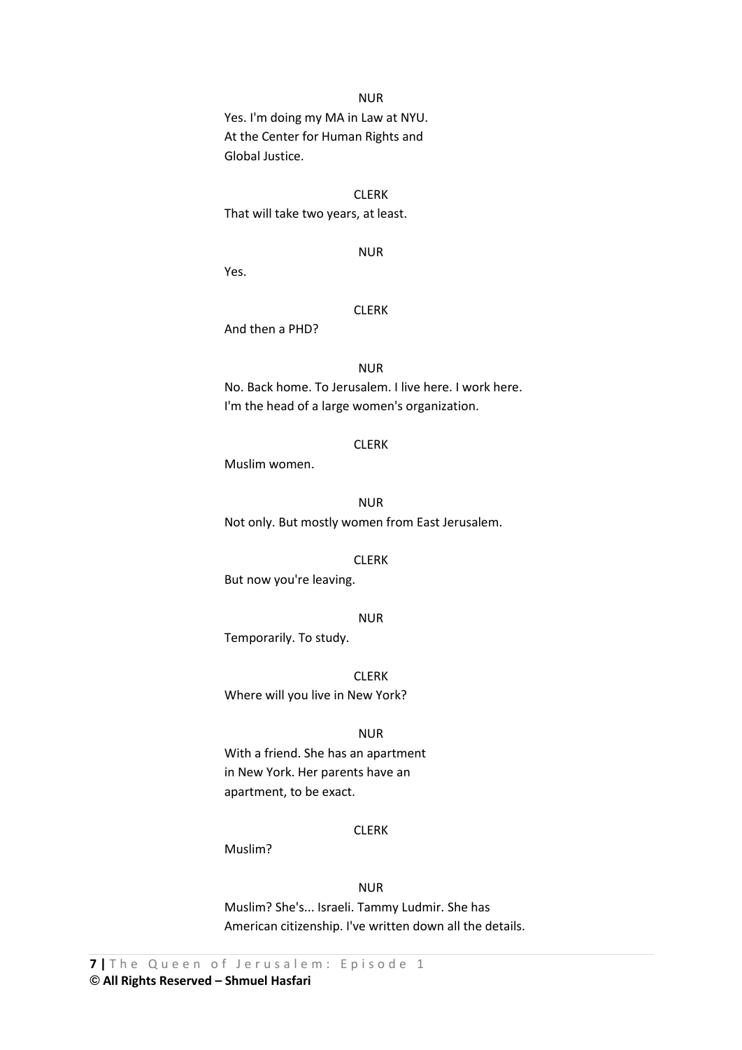NUR

Yes. I'm doing my MA in Law at NYU. At the Center for Human Rights and Global Justice.

CLERK

That will take two years, at least.

NUR

Yes.

CLERK

And then a PHD?

NUR

No. Back home. To Jerusalem. I live here. I work here. I'm the head of a large women's organization.

CLERK

Muslim women.

NUR

Not only. But mostly women from East Jerusalem.

CLERK

But now you're leaving.

NUR

Temporarily. To study.

CLERK

Where will you live in New York?

NUR

With a friend. She has an apartment in New York. Her parents have an apartment, to be exact.

CLERK

Muslim?

NUR

Muslim? She's... Israeli. Tammy Ludmir. She has American citizenship. I've written down all the details.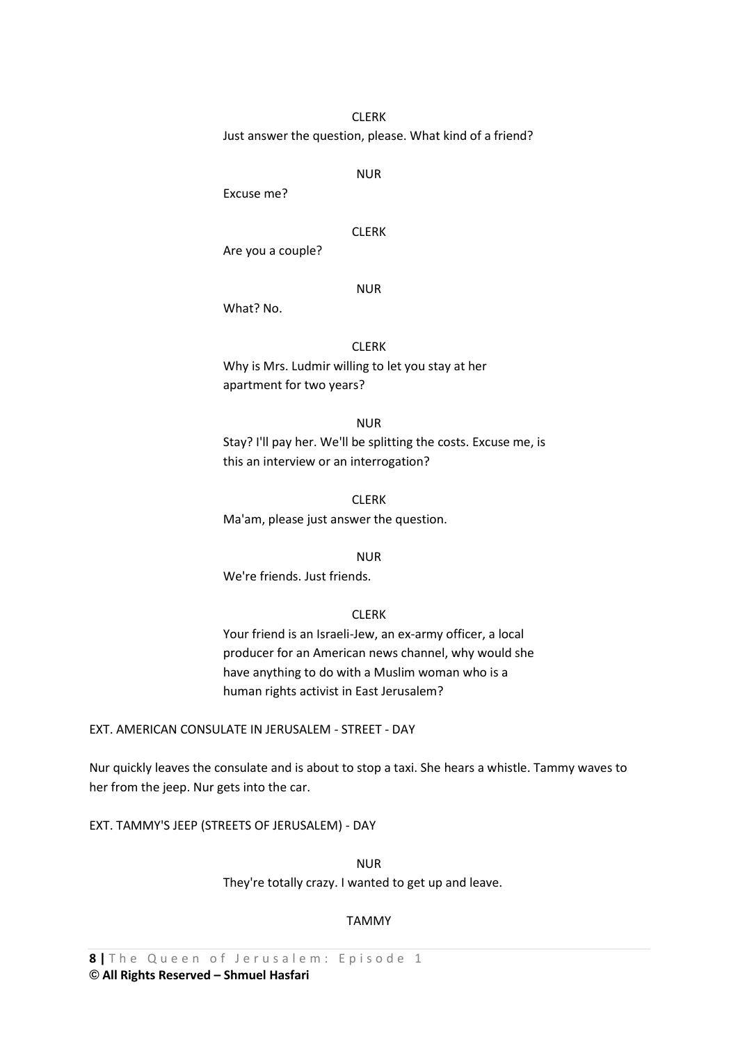CLERK

Just answer the question, please. What kind of a friend?

NUR

Excuse me?

CLERK

Are you a couple?

NUR

What? No.

CLERK

Why is Mrs. Ludmir willing to let you stay at her apartment for two years?

NUR

Stay? I'll pay her. We'll be splitting the costs. Excuse me, is this an interview or an interrogation?

CLERK

Ma'am, please just answer the question.

NUR

We're friends. Just friends.

CLERK

Your friend is an Israeli-Jew, an ex-army officer, a local producer for an American news channel, why would she have anything to do with a Muslim woman who is a human rights activist in East Jerusalem?

EXT. AMERICAN CONSULATE IN JERUSALEM - STREET - DAY

Nur quickly leaves the consulate and is about to stop a taxi. She hears a whistle. Tammy waves to her from the jeep. Nur gets into the car.

EXT. TAMMY'S JEEP (STREETS OF JERUSALEM) - DAY

NUR

They're totally crazy. I wanted to get up and leave.

TAMMY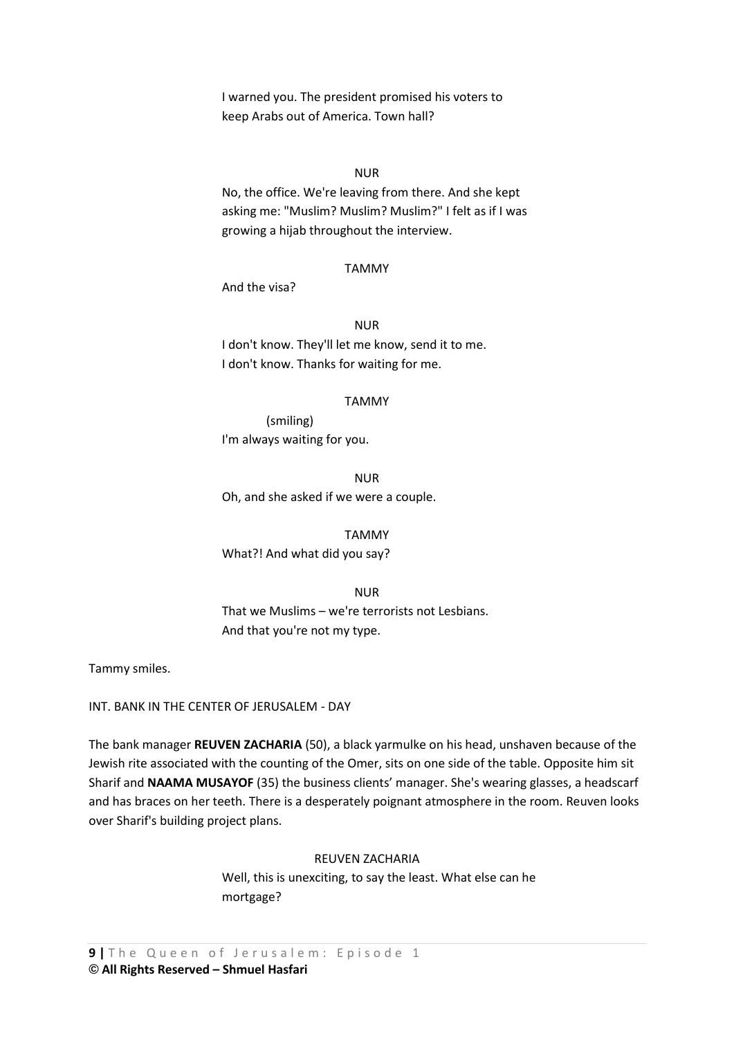I warned you. The president promised his voters to keep Arabs out of America. Town hall?

NUR

No, the office. We're leaving from there. And she kept asking me: "Muslim? Muslim? Muslim?" I felt as if I was growing a hijab throughout the interview.

TAMMY

And the visa?

NUR

I don't know. They'll let me know, send it to me. I don't know. Thanks for waiting for me.

TAMMY

(smiling)

I'm always waiting for you.

NUR

Oh, and she asked if we were a couple.

TAMMY

What?! And what did you say?

NUR

That we Muslims – we're terrorists not Lesbians. And that you're not my type.

Tammy smiles.

INT. BANK IN THE CENTER OF JERUSALEM - DAY

The bank manager **REUVEN ZACHARIA** (50), a black yarmulke on his head, unshaven because of the Jewish rite associated with the counting of the Omer, sits on one side of the table. Opposite him sit Sharif and **NAAMA MUSAYOF** (35) the business clients' manager. She's wearing glasses, a headscarf and has braces on her teeth. There is a desperately poignant atmosphere in the room. Reuven looks over Sharif's building project plans.

REUVEN ZACHARIA

Well, this is unexciting, to say the least. What else can he mortgage?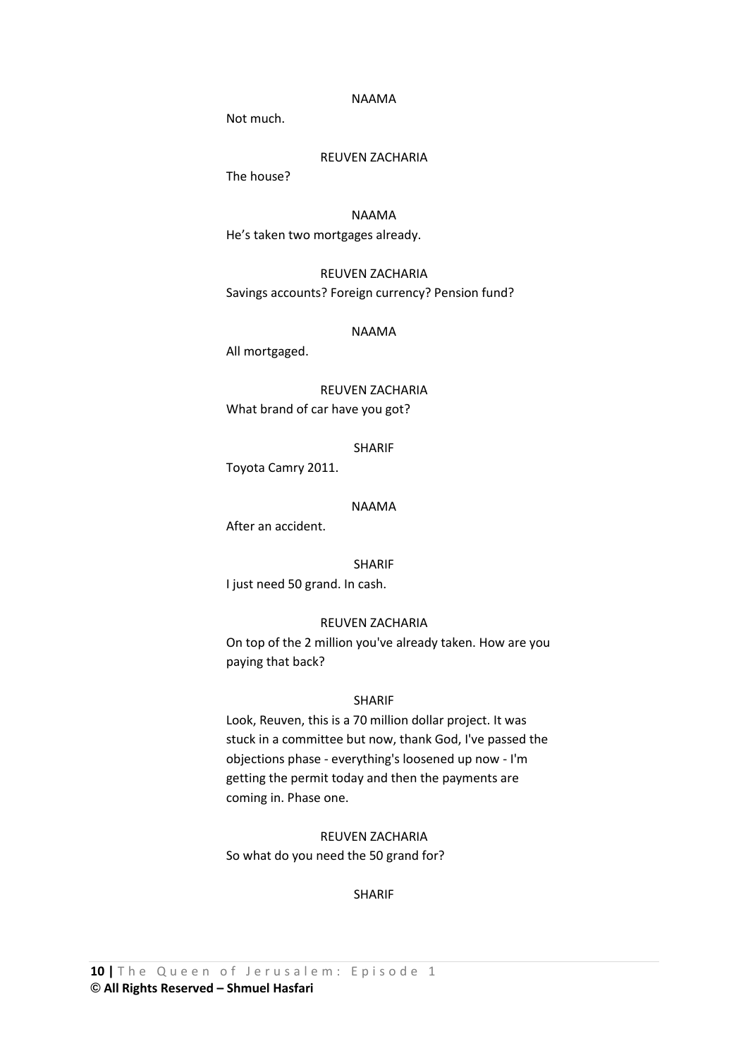NAAMA

Not much.

REUVEN ZACHARIA

The house?

NAAMA

He's taken two mortgages already.

REUVEN ZACHARIA

Savings accounts? Foreign currency? Pension fund?

NAAMA

All mortgaged.

REUVEN ZACHARIA

What brand of car have you got?

SHARIF

Toyota Camry 2011.

NAAMA

After an accident.

SHARIF

I just need 50 grand. In cash.

REUVEN ZACHARIA

On top of the 2 million you've already taken. How are you paying that back?

SHARIF

Look, Reuven, this is a 70 million dollar project. It was stuck in a committee but now, thank God, I've passed the objections phase - everything's loosened up now - I'm getting the permit today and then the payments are coming in. Phase one.

REUVEN ZACHARIA

So what do you need the 50 grand for?

SHARIF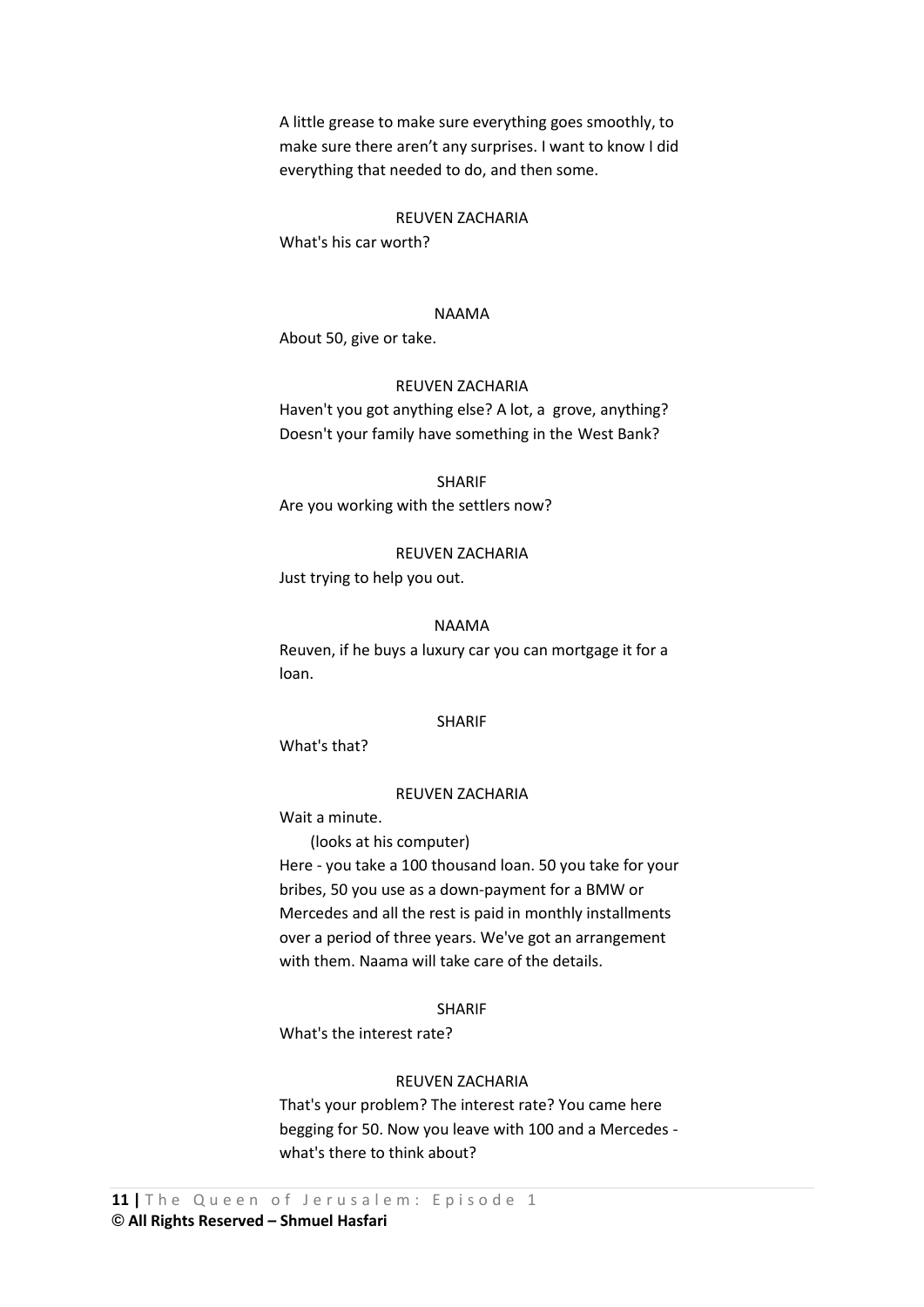A little grease to make sure everything goes smoothly, to make sure there aren't any surprises. I want to know I did everything that needed to do, and then some.

REUVEN ZACHARIA

What's his car worth?

NAAMA

About 50, give or take.

REUVEN ZACHARIA

Haven't you got anything else? A lot, a grove, anything? Doesn't your family have something in the West Bank?

SHARIF

Are you working with the settlers now?

REUVEN ZACHARIA

Just trying to help you out.

NAAMA

Reuven, if he buys a luxury car you can mortgage it for a loan.

SHARIF

What's that?

REUVEN ZACHARIA

Wait a minute.

(looks at his computer)

Here - you take a 100 thousand loan. 50 you take for your bribes, 50 you use as a down-payment for a BMW or Mercedes and all the rest is paid in monthly installments over a period of three years. We've got an arrangement with them. Naama will take care of the details.

SHARIF

What's the interest rate?

REUVEN ZACHARIA

That's your problem? The interest rate? You came here begging for 50. Now you leave with 100 and a Mercedes - what's there to think about?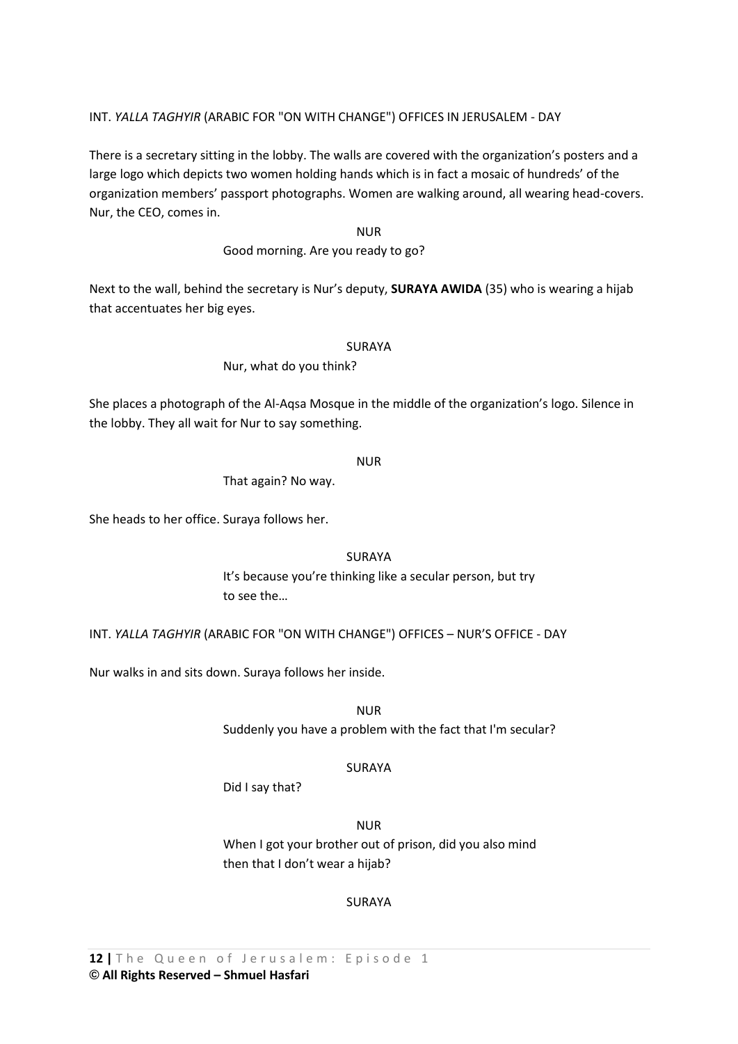INT. *YALLA TAGHYIR* (ARABIC FOR "ON WITH CHANGE") OFFICES IN JERUSALEM - DAY

There is a secretary sitting in the lobby. The walls are covered with the organization's posters and a large logo which depicts two women holding hands which is in fact a mosaic of hundreds' of the organization members' passport photographs. Women are walking around, all wearing head-covers. Nur, the CEO, comes in.

NUR

Good morning. Are you ready to go?

Next to the wall, behind the secretary is Nur's deputy, **SURAYA AWIDA** (35) who is wearing a hijab that accentuates her big eyes.

SURAYA

Nur, what do you think?

She places a photograph of the Al-Aqsa Mosque in the middle of the organization's logo. Silence in the lobby. They all wait for Nur to say something.

NUR

That again? No way.

She heads to her office. Suraya follows her.

SURAYA

It's because you're thinking like a secular person, but try to see the…

INT. *YALLA TAGHYIR* (ARABIC FOR "ON WITH CHANGE") OFFICES – NUR'S OFFICE - DAY

Nur walks in and sits down. Suraya follows her inside.

NUR

Suddenly you have a problem with the fact that I'm secular?

SURAYA

Did I say that?

NUR

When I got your brother out of prison, did you also mind then that I don't wear a hijab?

SURAYA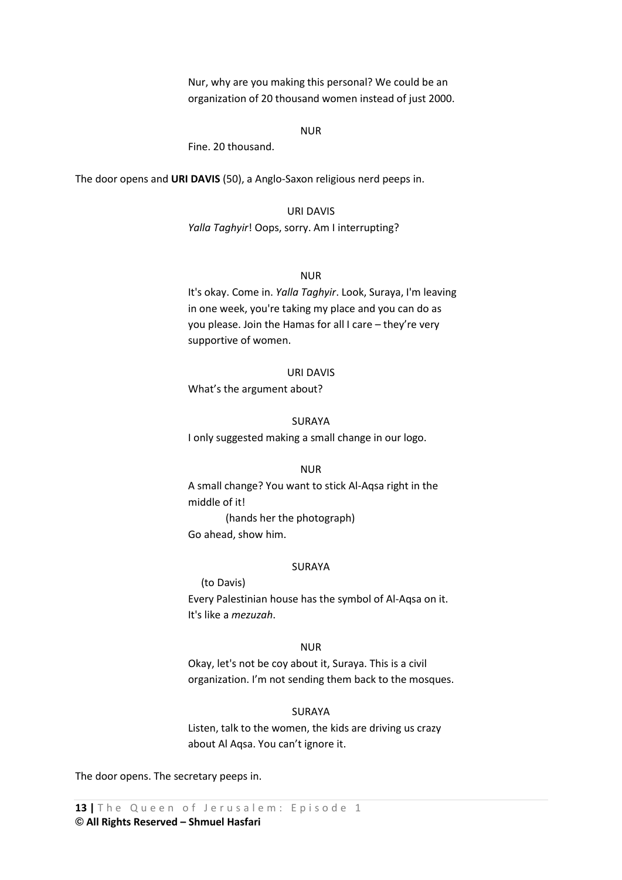Nur, why are you making this personal? We could be an organization of 20 thousand women instead of just 2000.

NUR

Fine. 20 thousand.

The door opens and **URI DAVIS** (50), a Anglo-Saxon religious nerd peeps in.

URI DAVIS

*Yalla Taghyir*! Oops, sorry. Am I interrupting?

NUR

It's okay. Come in. *Yalla Taghyir*. Look, Suraya, I'm leaving in one week, you're taking my place and you can do as you please. Join the Hamas for all I care – they're very supportive of women.

URI DAVIS

What's the argument about?

SURAYA

I only suggested making a small change in our logo.

NUR

A small change? You want to stick Al-Aqsa right in the middle of it!

(hands her the photograph)

Go ahead, show him.

SURAYA

(to Davis)

Every Palestinian house has the symbol of Al-Aqsa on it. It's like a *mezuzah*.

NUR

Okay, let's not be coy about it, Suraya. This is a civil organization. I'm not sending them back to the mosques.

SURAYA

Listen, talk to the women, the kids are driving us crazy about Al Aqsa. You can't ignore it.

The door opens. The secretary peeps in.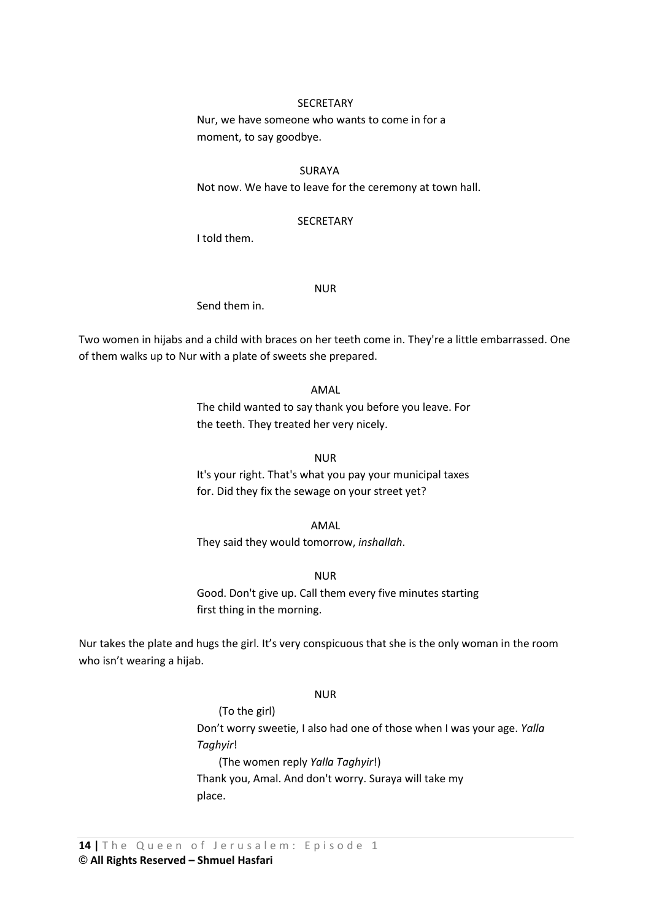SECRETARY

Nur, we have someone who wants to come in for a moment, to say goodbye.

SURAYA

Not now. We have to leave for the ceremony at town hall.

SECRETARY

I told them.

NUR

Send them in.

Two women in hijabs and a child with braces on her teeth come in. They're a little embarrassed. One of them walks up to Nur with a plate of sweets she prepared.

AMAL

The child wanted to say thank you before you leave. For the teeth. They treated her very nicely.

NUR

It's your right. That's what you pay your municipal taxes for. Did they fix the sewage on your street yet?

AMAL

They said they would tomorrow, *inshallah*.

NUR

Good. Don't give up. Call them every five minutes starting first thing in the morning.

Nur takes the plate and hugs the girl. It's very conspicuous that she is the only woman in the room who isn't wearing a hijab.

NUR

(To the girl)

Don't worry sweetie, I also had one of those when I was your age. *Yalla Taghyir*!

(The women reply *Yalla Taghyir*!)

Thank you, Amal. And don't worry. Suraya will take my place.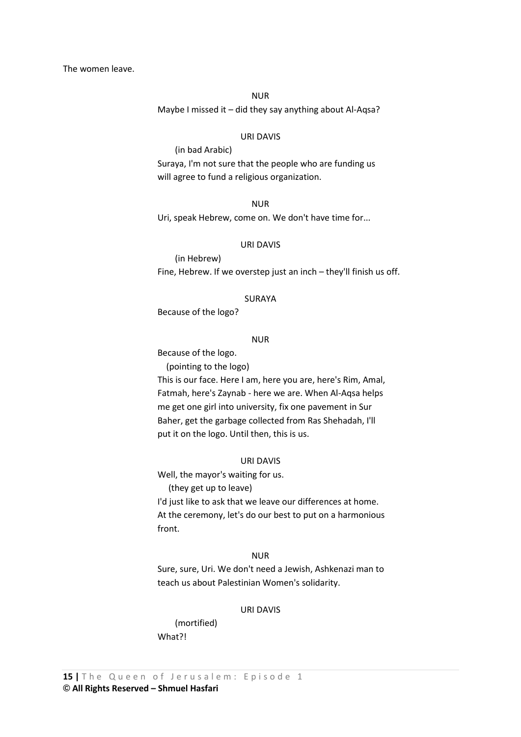The women leave.

NUR

Maybe I missed it – did they say anything about Al-Aqsa?

URI DAVIS

(in bad Arabic)

Suraya, I'm not sure that the people who are funding us will agree to fund a religious organization.

NUR

Uri, speak Hebrew, come on. We don't have time for...

URI DAVIS

(in Hebrew)

Fine, Hebrew. If we overstep just an inch – they'll finish us off.

SURAYA

Because of the logo?

NUR

Because of the logo.

(pointing to the logo)

This is our face. Here I am, here you are, here's Rim, Amal, Fatmah, here's Zaynab - here we are. When Al-Aqsa helps me get one girl into university, fix one pavement in Sur Baher, get the garbage collected from Ras Shehadah, I'll put it on the logo. Until then, this is us.

URI DAVIS

Well, the mayor's waiting for us.

(they get up to leave)

I'd just like to ask that we leave our differences at home. At the ceremony, let's do our best to put on a harmonious front.

NUR

Sure, sure, Uri. We don't need a Jewish, Ashkenazi man to teach us about Palestinian Women's solidarity.

URI DAVIS

(mortified)

What?!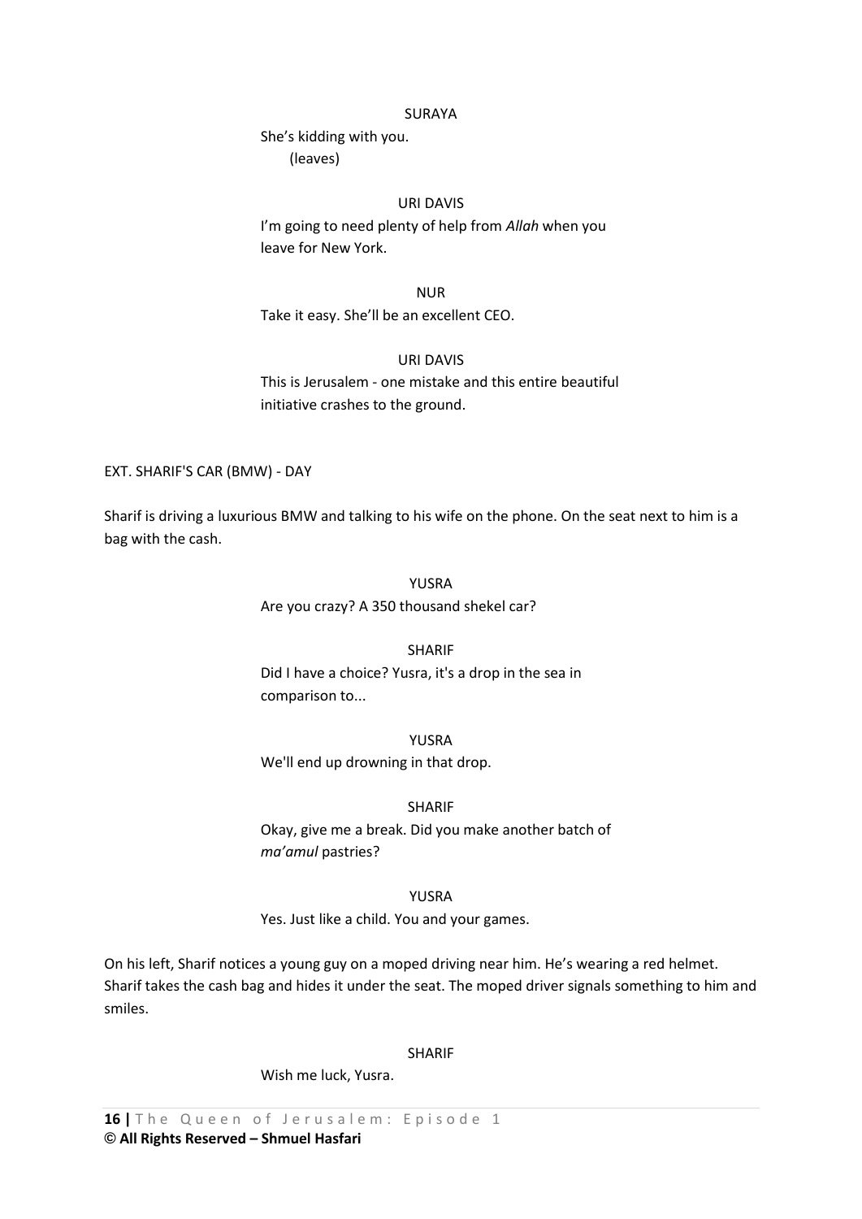SURAYA

She's kidding with you.

(leaves)

URI DAVIS

I'm going to need plenty of help from *Allah* when you leave for New York.

NUR

Take it easy. She'll be an excellent CEO.

URI DAVIS

This is Jerusalem - one mistake and this entire beautiful initiative crashes to the ground.

EXT. SHARIF'S CAR (BMW) - DAY

Sharif is driving a luxurious BMW and talking to his wife on the phone. On the seat next to him is a bag with the cash.

YUSRA

Are you crazy? A 350 thousand shekel car?

SHARIF

Did I have a choice? Yusra, it's a drop in the sea in comparison to...

YUSRA

We'll end up drowning in that drop.

SHARIF

Okay, give me a break. Did you make another batch of *ma'amul* pastries?

YUSRA

Yes. Just like a child. You and your games.

On his left, Sharif notices a young guy on a moped driving near him. He's wearing a red helmet. Sharif takes the cash bag and hides it under the seat. The moped driver signals something to him and smiles.

SHARIF

Wish me luck, Yusra.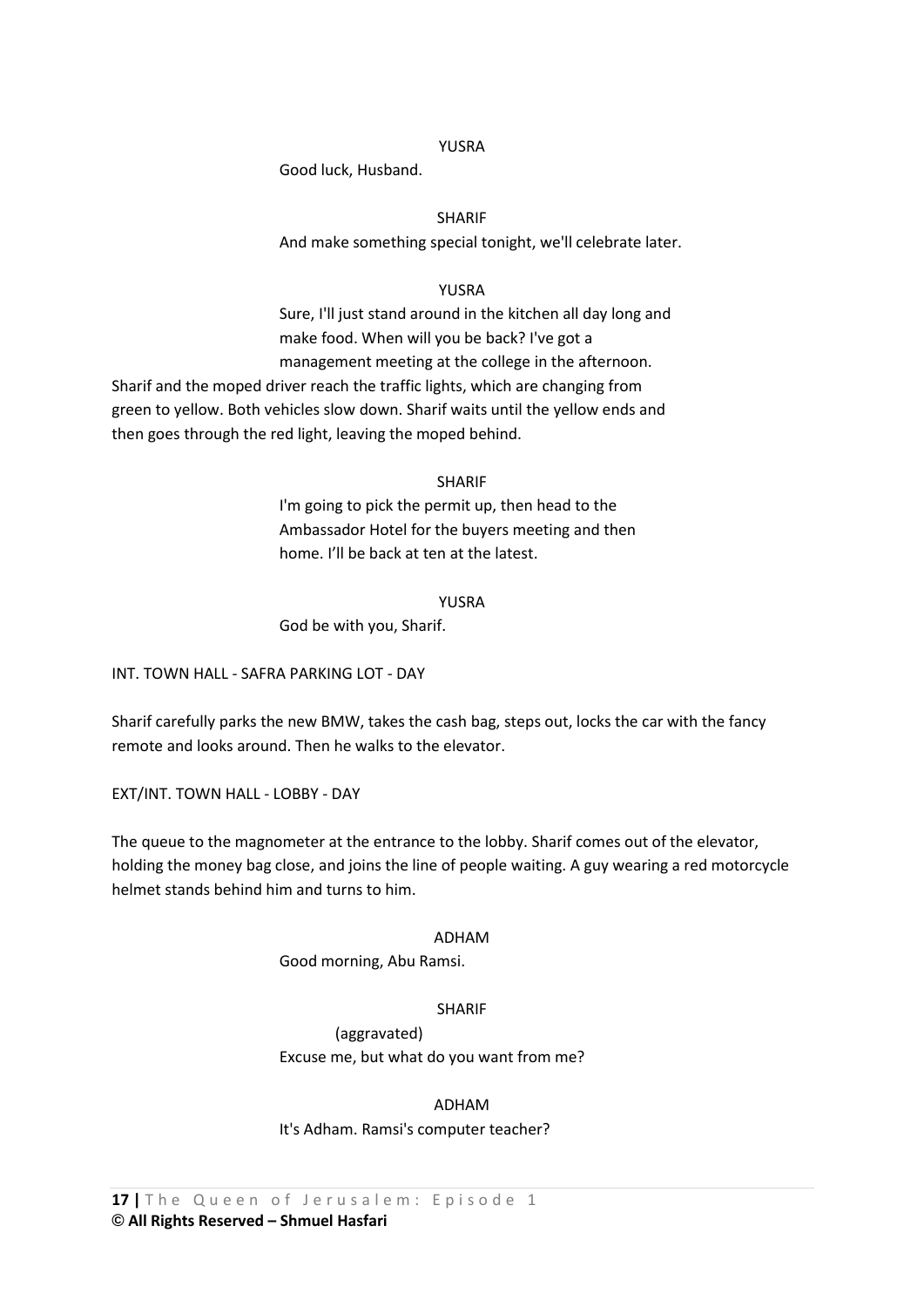YUSRA

Good luck, Husband.

SHARIF

And make something special tonight, we'll celebrate later.

YUSRA

Sure, I'll just stand around in the kitchen all day long and make food. When will you be back? I've got a management meeting at the college in the afternoon.

Sharif and the moped driver reach the traffic lights, which are changing from green to yellow. Both vehicles slow down. Sharif waits until the yellow ends and then goes through the red light, leaving the moped behind.

SHARIF

I'm going to pick the permit up, then head to the Ambassador Hotel for the buyers meeting and then home. I'll be back at ten at the latest.

YUSRA

God be with you, Sharif.

INT. TOWN HALL - SAFRA PARKING LOT - DAY

Sharif carefully parks the new BMW, takes the cash bag, steps out, locks the car with the fancy remote and looks around. Then he walks to the elevator.

EXT/INT. TOWN HALL - LOBBY - DAY

The queue to the magnometer at the entrance to the lobby. Sharif comes out of the elevator, holding the money bag close, and joins the line of people waiting. A guy wearing a red motorcycle helmet stands behind him and turns to him.

ADHAM

Good morning, Abu Ramsi.

SHARIF

(aggravated)

Excuse me, but what do you want from me?

ADHAM

It's Adham. Ramsi's computer teacher?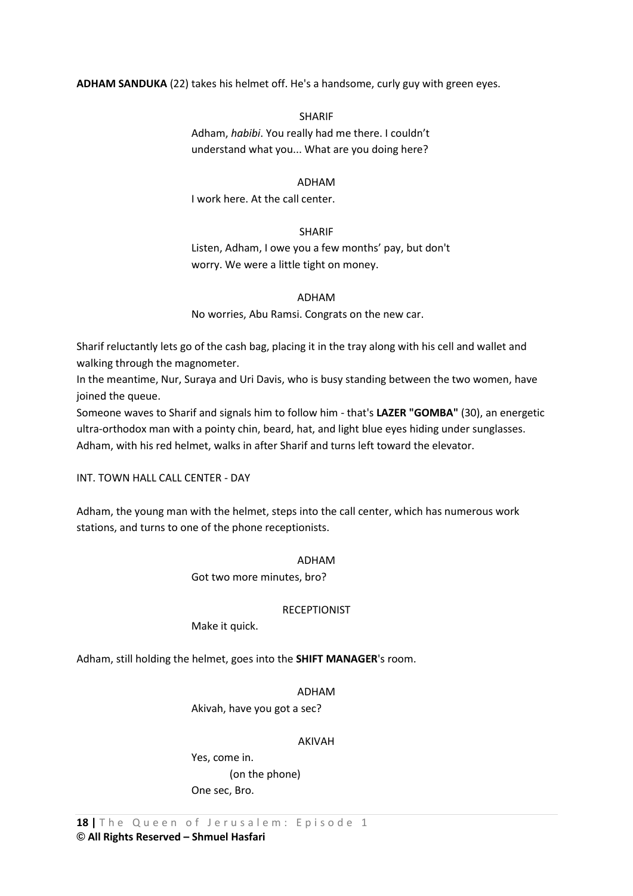**ADHAM SANDUKA** (22) takes his helmet off. He's a handsome, curly guy with green eyes.

SHARIF

Adham, *habibi*. You really had me there. I couldn't understand what you... What are you doing here?

ADHAM

I work here. At the call center.

SHARIF

Listen, Adham, I owe you a few months' pay, but don't worry. We were a little tight on money.

ADHAM

No worries, Abu Ramsi. Congrats on the new car.

Sharif reluctantly lets go of the cash bag, placing it in the tray along with his cell and wallet and walking through the magnometer.

In the meantime, Nur, Suraya and Uri Davis, who is busy standing between the two women, have joined the queue.

Someone waves to Sharif and signals him to follow him - that's **LAZER "GOMBA"** (30), an energetic ultra-orthodox man with a pointy chin, beard, hat, and light blue eyes hiding under sunglasses.

Adham, with his red helmet, walks in after Sharif and turns left toward the elevator.

INT. TOWN HALL CALL CENTER - DAY

Adham, the young man with the helmet, steps into the call center, which has numerous work stations, and turns to one of the phone receptionists.

ADHAM

Got two more minutes, bro?

RECEPTIONIST

Make it quick.

Adham, still holding the helmet, goes into the **SHIFT MANAGER**'s room.

ADHAM

Akivah, have you got a sec?

AKIVAH

Yes, come in.

(on the phone)

One sec, Bro.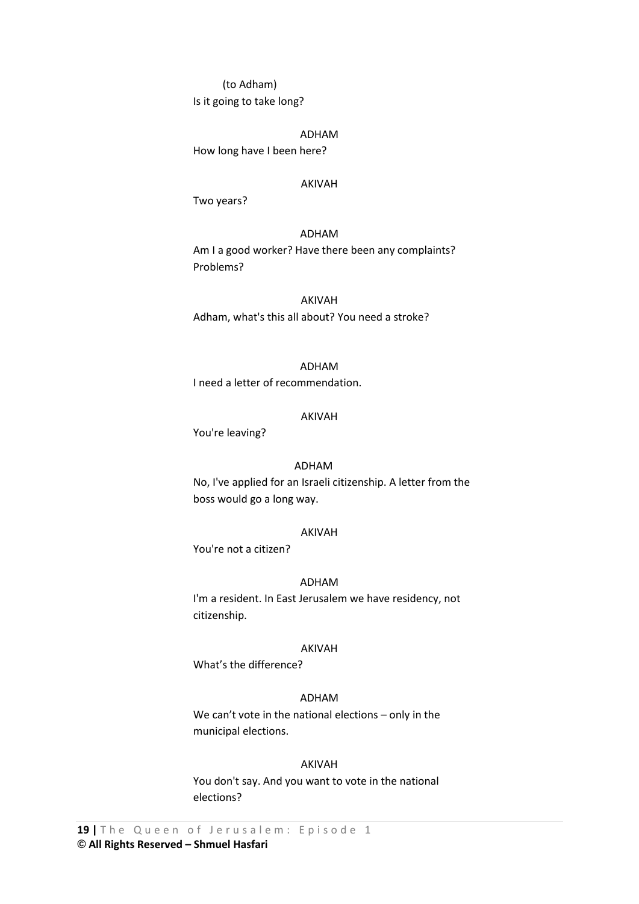(to Adham)

Is it going to take long?

ADHAM

How long have I been here?

AKIVAH

Two years?

ADHAM

Am I a good worker? Have there been any complaints? Problems?

AKIVAH

Adham, what's this all about? You need a stroke?

ADHAM

I need a letter of recommendation.

AKIVAH

You're leaving?

ADHAM

No, I've applied for an Israeli citizenship. A letter from the boss would go a long way.

AKIVAH

You're not a citizen?

ADHAM

I'm a resident. In East Jerusalem we have residency, not citizenship.

AKIVAH

What’s the difference?

ADHAM

We can’t vote in the national elections – only in the municipal elections.

AKIVAH

You don't say. And you want to vote in the national elections?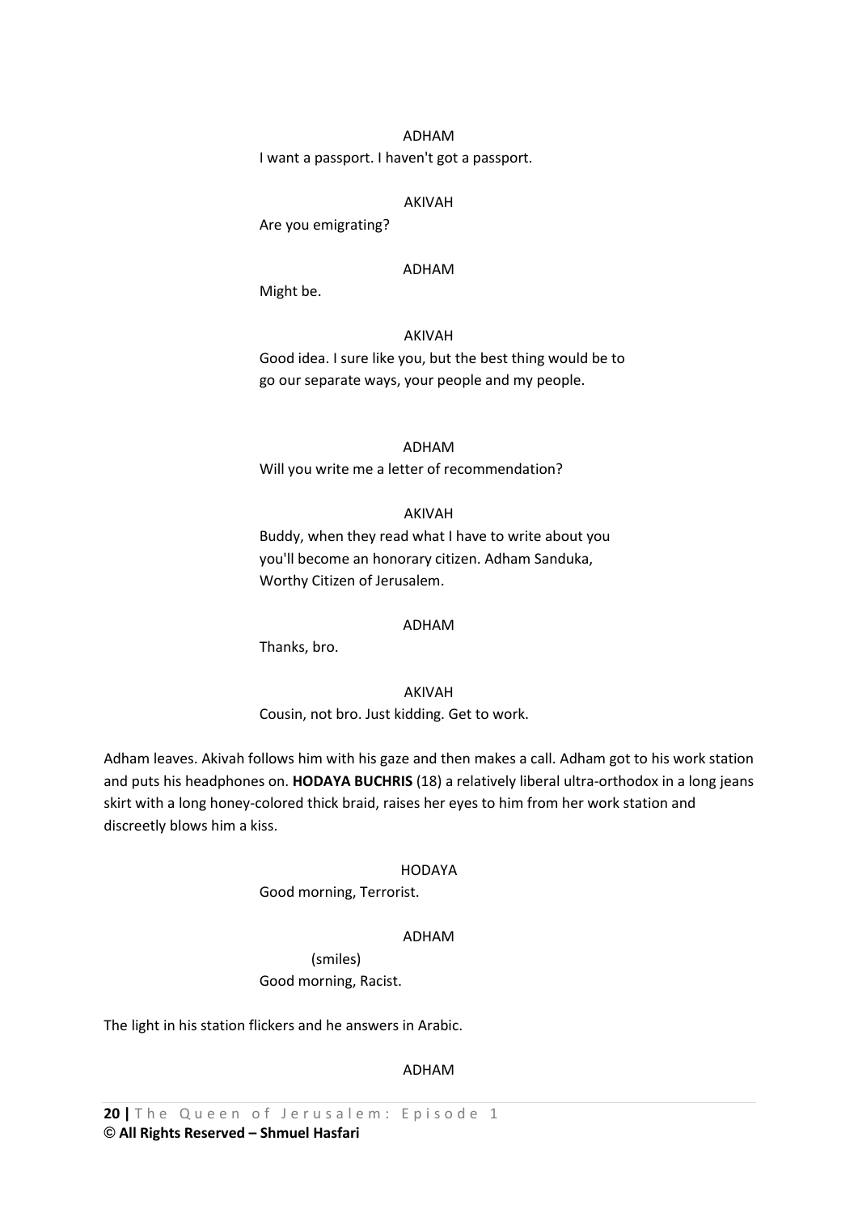ADHAM

I want a passport. I haven't got a passport.

AKIVAH

Are you emigrating?

ADHAM

Might be.

AKIVAH

Good idea. I sure like you, but the best thing would be to go our separate ways, your people and my people.

ADHAM

Will you write me a letter of recommendation?

AKIVAH

Buddy, when they read what I have to write about you you'll become an honorary citizen. Adham Sanduka, Worthy Citizen of Jerusalem.

ADHAM

Thanks, bro.

AKIVAH

Cousin, not bro. Just kidding. Get to work.

Adham leaves. Akivah follows him with his gaze and then makes a call. Adham got to his work station and puts his headphones on. **HODAYA BUCHRIS** (18) a relatively liberal ultra-orthodox in a long jeans skirt with a long honey-colored thick braid, raises her eyes to him from her work station and discreetly blows him a kiss.

HODAYA

Good morning, Terrorist.

ADHAM

(smiles)

Good morning, Racist.

The light in his station flickers and he answers in Arabic.

ADHAM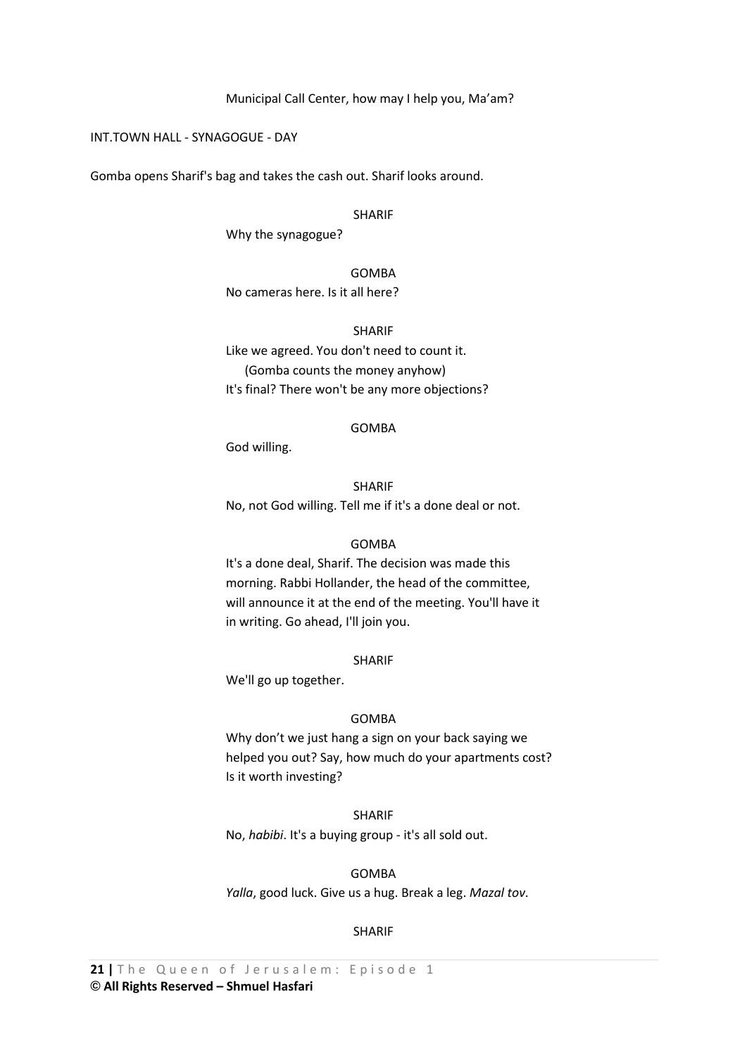Municipal Call Center, how may I help you, Ma'am?

INT.TOWN HALL - SYNAGOGUE - DAY

Gomba opens Sharif's bag and takes the cash out. Sharif looks around.

SHARIF

Why the synagogue?

GOMBA

No cameras here. Is it all here?

SHARIF

Like we agreed. You don't need to count it.
(Gomba counts the money anyhow)
It's final? There won't be any more objections?

GOMBA

God willing.

SHARIF

No, not God willing. Tell me if it's a done deal or not.

GOMBA

It's a done deal, Sharif. The decision was made this morning. Rabbi Hollander, the head of the committee, will announce it at the end of the meeting. You'll have it in writing. Go ahead, I'll join you.

SHARIF

We'll go up together.

GOMBA

Why don't we just hang a sign on your back saying we helped you out? Say, how much do your apartments cost? Is it worth investing?

SHARIF

No, *habibi*. It's a buying group - it's all sold out.

GOMBA

*Yalla*, good luck. Give us a hug. Break a leg. *Mazal tov*.

SHARIF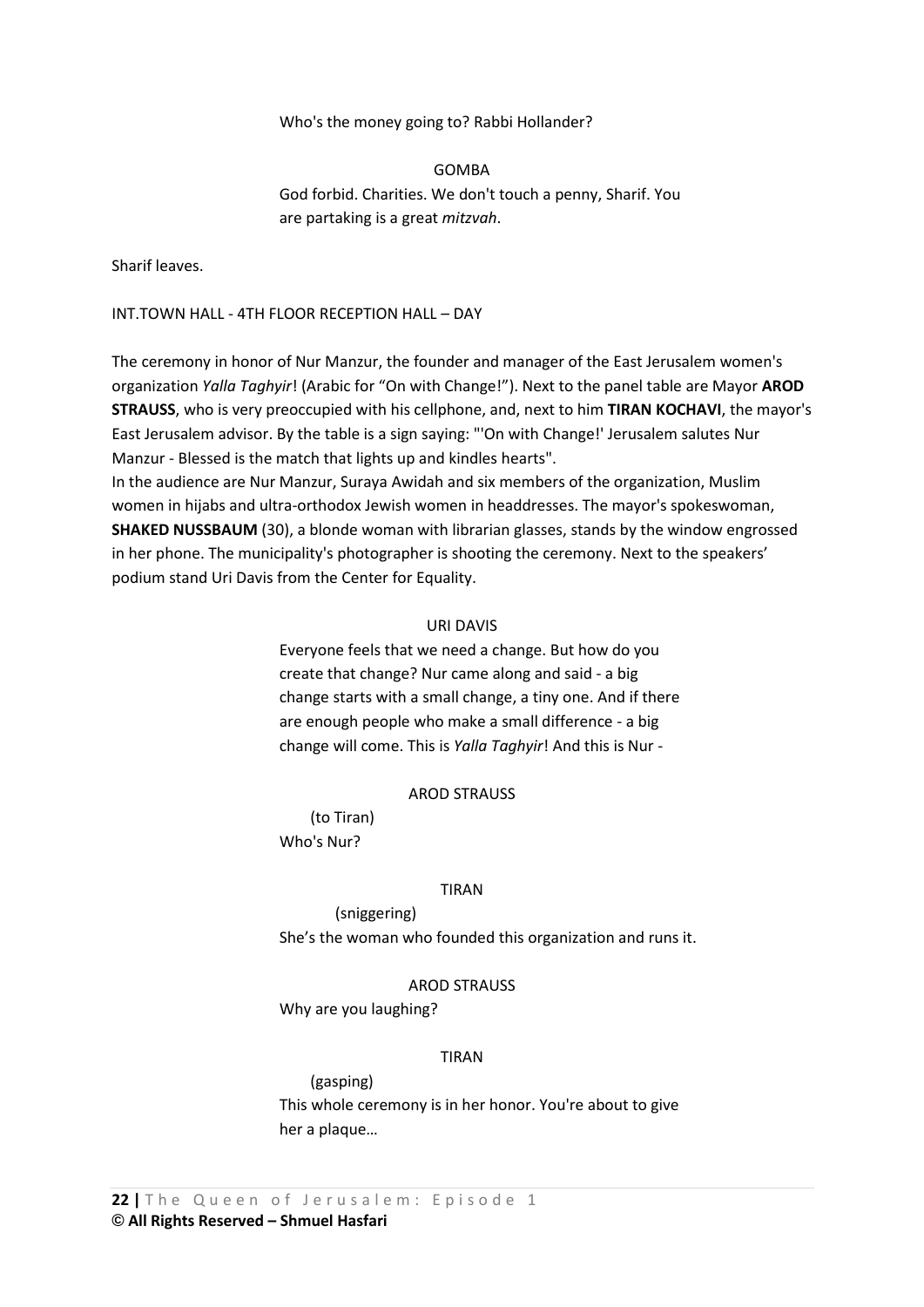Who's the money going to? Rabbi Hollander?

GOMBA

God forbid. Charities. We don't touch a penny, Sharif. You are partaking is a great *mitzvah*.

Sharif leaves.

INT.TOWN HALL - 4TH FLOOR RECEPTION HALL – DAY

The ceremony in honor of Nur Manzur, the founder and manager of the East Jerusalem women's organization *Yalla Taghyir*! (Arabic for "On with Change!"). Next to the panel table are Mayor **AROD STRAUSS**, who is very preoccupied with his cellphone, and, next to him **TIRAN KOCHAVI**, the mayor's East Jerusalem advisor. By the table is a sign saying: "'On with Change!' Jerusalem salutes Nur Manzur - Blessed is the match that lights up and kindles hearts".

In the audience are Nur Manzur, Suraya Awidah and six members of the organization, Muslim women in hijabs and ultra-orthodox Jewish women in headdresses. The mayor's spokeswoman, **SHAKED NUSSBAUM** (30), a blonde woman with librarian glasses, stands by the window engrossed in her phone. The municipality's photographer is shooting the ceremony. Next to the speakers' podium stand Uri Davis from the Center for Equality.

URI DAVIS

Everyone feels that we need a change. But how do you create that change? Nur came along and said - a big change starts with a small change, a tiny one. And if there are enough people who make a small difference - a big change will come. This is *Yalla Taghyir*! And this is Nur -

AROD STRAUSS

(to Tiran)

Who's Nur?

TIRAN

(sniggering)

She's the woman who founded this organization and runs it.

AROD STRAUSS

Why are you laughing?

TIRAN

(gasping)

This whole ceremony is in her honor. You're about to give her a plaque…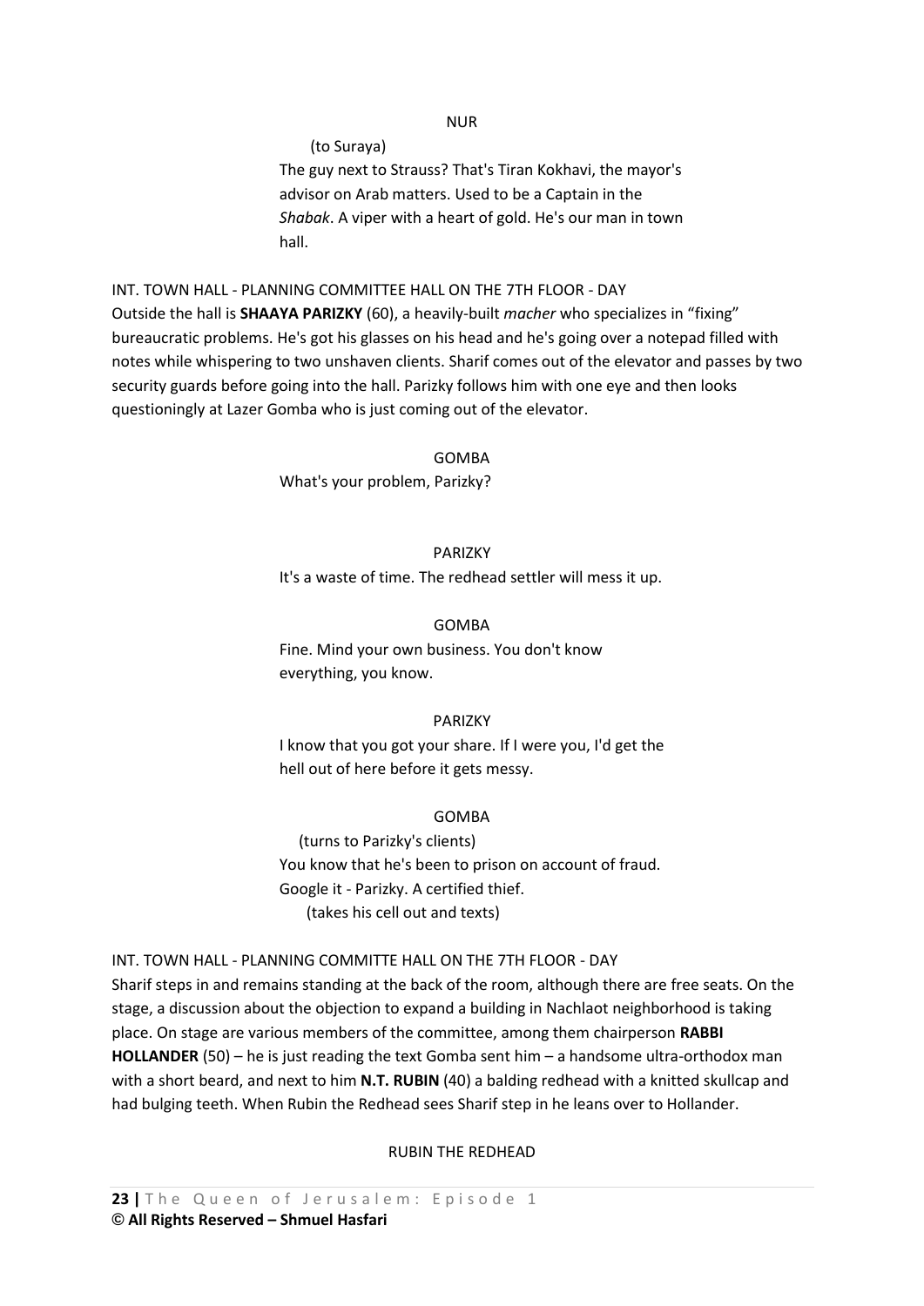NUR

(to Suraya)

The guy next to Strauss? That's Tiran Kokhavi, the mayor's advisor on Arab matters. Used to be a Captain in the *Shabak*. A viper with a heart of gold. He's our man in town hall.

INT. TOWN HALL - PLANNING COMMITTEE HALL ON THE 7TH FLOOR - DAY

Outside the hall is **SHAAYA PARIZKY** (60), a heavily-built *macher* who specializes in "fixing" bureaucratic problems. He's got his glasses on his head and he's going over a notepad filled with notes while whispering to two unshaven clients. Sharif comes out of the elevator and passes by two security guards before going into the hall. Parizky follows him with one eye and then looks questioningly at Lazer Gomba who is just coming out of the elevator.

GOMBA

What's your problem, Parizky?

PARIZKY

It's a waste of time. The redhead settler will mess it up.

GOMBA

Fine. Mind your own business. You don't know everything, you know.

PARIZKY

I know that you got your share. If I were you, I'd get the hell out of here before it gets messy.

GOMBA

(turns to Parizky's clients)

You know that he's been to prison on account of fraud. Google it - Parizky. A certified thief.

(takes his cell out and texts)

INT. TOWN HALL - PLANNING COMMITTE HALL ON THE 7TH FLOOR - DAY

Sharif steps in and remains standing at the back of the room, although there are free seats. On the stage, a discussion about the objection to expand a building in Nachlaot neighborhood is taking place. On stage are various members of the committee, among them chairperson **RABBI HOLLANDER** (50) – he is just reading the text Gomba sent him – a handsome ultra-orthodox man with a short beard, and next to him **N.T. RUBIN** (40) a balding redhead with a knitted skullcap and had bulging teeth. When Rubin the Redhead sees Sharif step in he leans over to Hollander.

RUBIN THE REDHEAD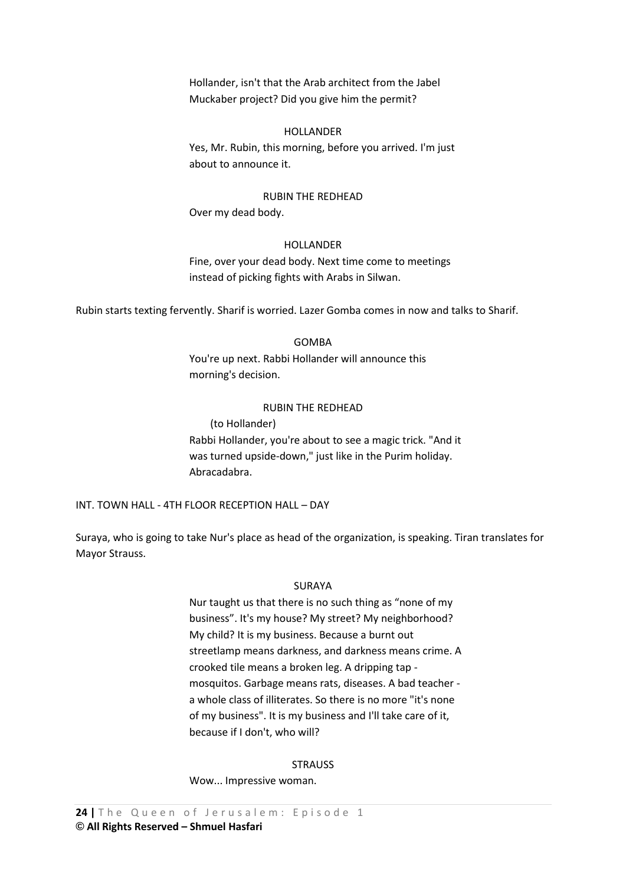Hollander, isn't that the Arab architect from the Jabel Muckaber project? Did you give him the permit?

HOLLANDER

Yes, Mr. Rubin, this morning, before you arrived. I'm just about to announce it.

RUBIN THE REDHEAD

Over my dead body.

HOLLANDER

Fine, over your dead body. Next time come to meetings instead of picking fights with Arabs in Silwan.

Rubin starts texting fervently. Sharif is worried. Lazer Gomba comes in now and talks to Sharif.

GOMBA

You're up next. Rabbi Hollander will announce this morning's decision.

RUBIN THE REDHEAD

(to Hollander)

Rabbi Hollander, you're about to see a magic trick. "And it was turned upside-down," just like in the Purim holiday. Abracadabra.

INT. TOWN HALL - 4TH FLOOR RECEPTION HALL – DAY

Suraya, who is going to take Nur's place as head of the organization, is speaking. Tiran translates for Mayor Strauss.

SURAYA

Nur taught us that there is no such thing as "none of my business". It's my house? My street? My neighborhood? My child? It is my business. Because a burnt out streetlamp means darkness, and darkness means crime. A crooked tile means a broken leg. A dripping tap - mosquitos. Garbage means rats, diseases. A bad teacher - a whole class of illiterates. So there is no more "it's none of my business". It is my business and I'll take care of it, because if I don't, who will?

STRAUSS

Wow... Impressive woman.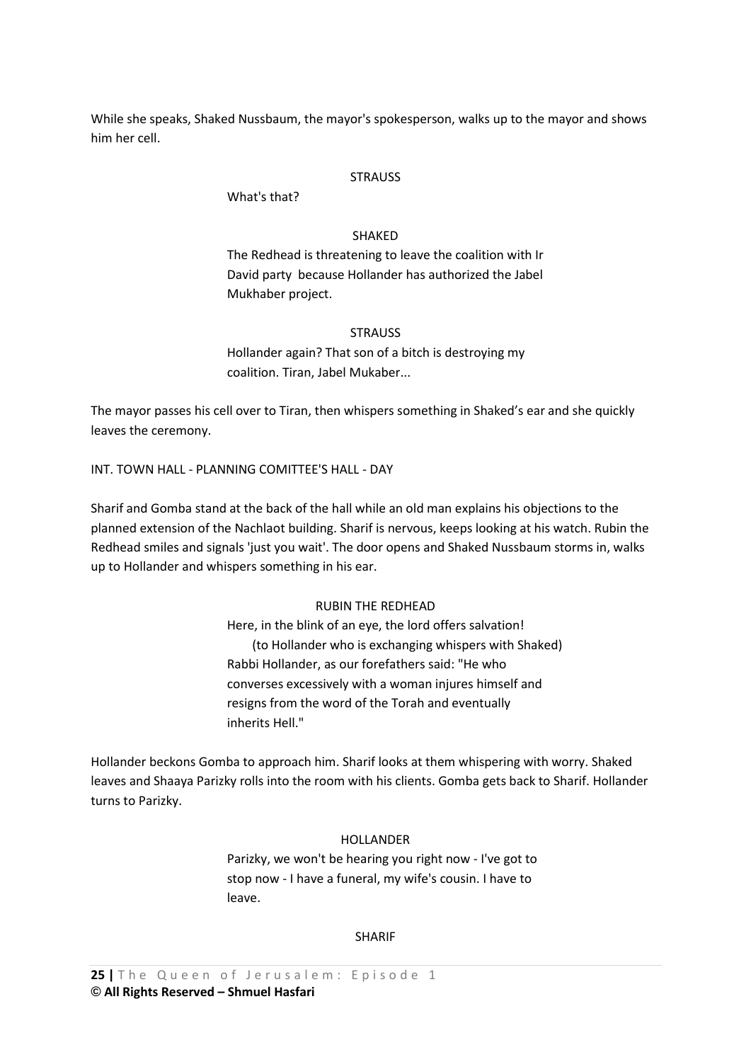While she speaks, Shaked Nussbaum, the mayor's spokesperson, walks up to the mayor and shows him her cell.

STRAUSS

What's that?

SHAKED

The Redhead is threatening to leave the coalition with Ir David party  because Hollander has authorized the Jabel Mukhaber project.

STRAUSS

Hollander again? That son of a bitch is destroying my coalition. Tiran, Jabel Mukaber...

The mayor passes his cell over to Tiran, then whispers something in Shaked's ear and she quickly leaves the ceremony.

INT. TOWN HALL - PLANNING COMITTEE'S HALL - DAY

Sharif and Gomba stand at the back of the hall while an old man explains his objections to the planned extension of the Nachlaot building. Sharif is nervous, keeps looking at his watch. Rubin the Redhead smiles and signals 'just you wait'. The door opens and Shaked Nussbaum storms in, walks up to Hollander and whispers something in his ear.

RUBIN THE REDHEAD

Here, in the blink of an eye, the lord offers salvation!
(to Hollander who is exchanging whispers with Shaked)
Rabbi Hollander, as our forefathers said: "He who converses excessively with a woman injures himself and resigns from the word of the Torah and eventually inherits Hell."

Hollander beckons Gomba to approach him. Sharif looks at them whispering with worry. Shaked leaves and Shaaya Parizky rolls into the room with his clients. Gomba gets back to Sharif. Hollander turns to Parizky.

HOLLANDER

Parizky, we won't be hearing you right now - I've got to stop now - I have a funeral, my wife's cousin. I have to leave.

SHARIF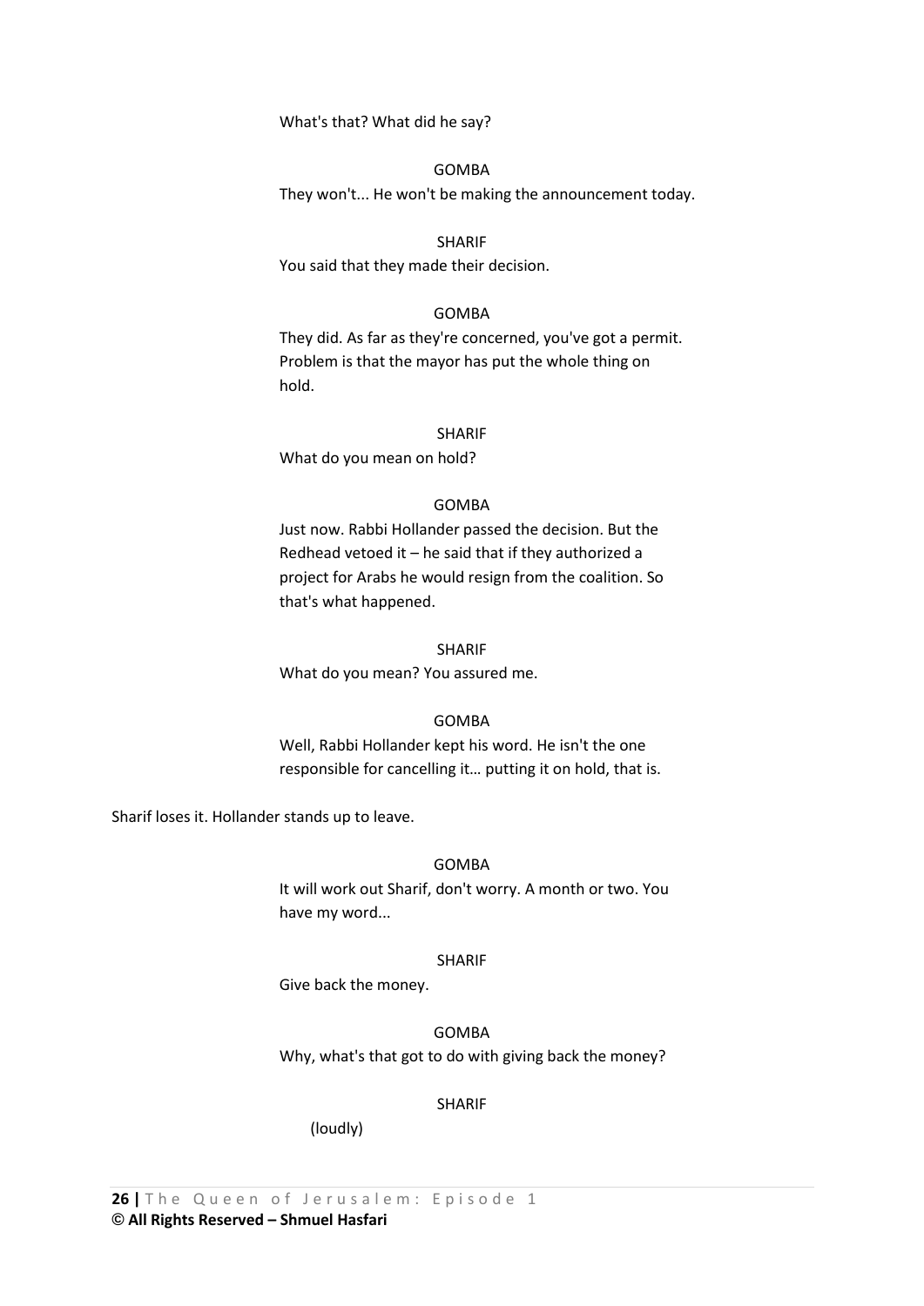What's that? What did he say?

GOMBA

They won't... He won't be making the announcement today.

SHARIF

You said that they made their decision.

GOMBA

They did. As far as they're concerned, you've got a permit. Problem is that the mayor has put the whole thing on hold.

SHARIF

What do you mean on hold?

GOMBA

Just now. Rabbi Hollander passed the decision. But the Redhead vetoed it – he said that if they authorized a project for Arabs he would resign from the coalition. So that's what happened.

SHARIF

What do you mean? You assured me.

GOMBA

Well, Rabbi Hollander kept his word. He isn't the one responsible for cancelling it… putting it on hold, that is.

Sharif loses it. Hollander stands up to leave.

GOMBA

It will work out Sharif, don't worry. A month or two. You have my word...

SHARIF

Give back the money.

GOMBA

Why, what's that got to do with giving back the money?

SHARIF

(loudly)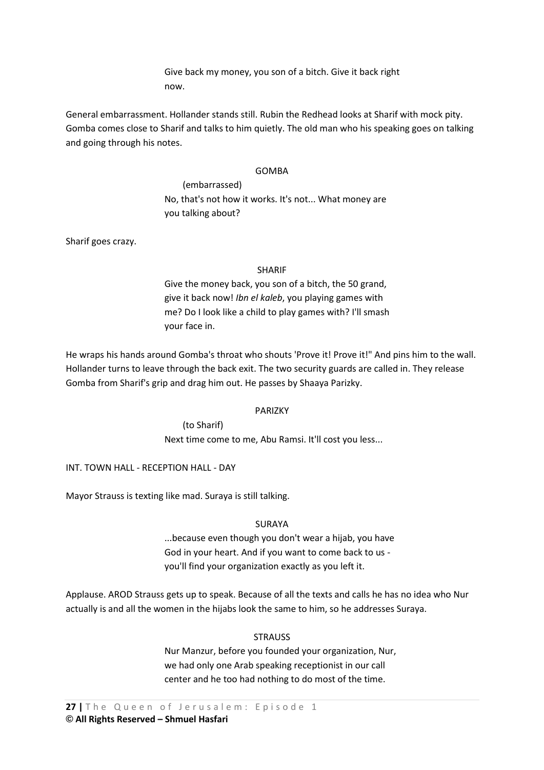Give back my money, you son of a bitch. Give it back right now.

General embarrassment. Hollander stands still. Rubin the Redhead looks at Sharif with mock pity. Gomba comes close to Sharif and talks to him quietly. The old man who his speaking goes on talking and going through his notes.

GOMBA

(embarrassed)

No, that's not how it works. It's not... What money are you talking about?

Sharif goes crazy.

SHARIF

Give the money back, you son of a bitch, the 50 grand, give it back now! *Ibn el kaleb*, you playing games with me? Do I look like a child to play games with? I'll smash your face in.

He wraps his hands around Gomba's throat who shouts 'Prove it! Prove it!" And pins him to the wall. Hollander turns to leave through the back exit. The two security guards are called in. They release Gomba from Sharif's grip and drag him out. He passes by Shaaya Parizky.

PARIZKY

(to Sharif)

Next time come to me, Abu Ramsi. It'll cost you less...

INT. TOWN HALL - RECEPTION HALL - DAY

Mayor Strauss is texting like mad. Suraya is still talking.

SURAYA

...because even though you don't wear a hijab, you have God in your heart. And if you want to come back to us - you'll find your organization exactly as you left it.

Applause. AROD Strauss gets up to speak. Because of all the texts and calls he has no idea who Nur actually is and all the women in the hijabs look the same to him, so he addresses Suraya.

STRAUSS

Nur Manzur, before you founded your organization, Nur, we had only one Arab speaking receptionist in our call center and he too had nothing to do most of the time.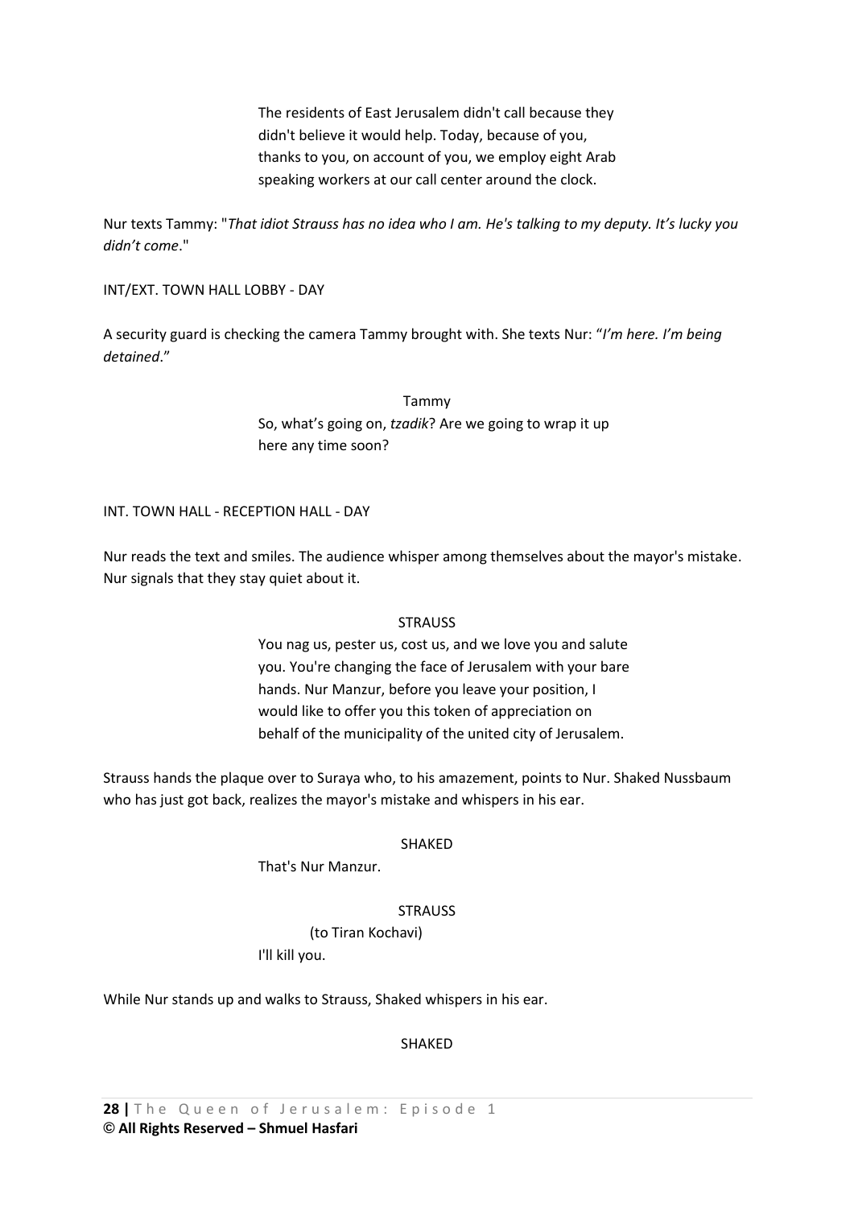The residents of East Jerusalem didn't call because they didn't believe it would help. Today, because of you, thanks to you, on account of you, we employ eight Arab speaking workers at our call center around the clock.

Nur texts Tammy: "*That idiot Strauss has no idea who I am. He's talking to my deputy. It's lucky you didn't come*."

INT/EXT. TOWN HALL LOBBY - DAY

A security guard is checking the camera Tammy brought with. She texts Nur: "*I'm here. I'm being detained*."

Tammy

So, what's going on, *tzadik*? Are we going to wrap it up here any time soon?

INT. TOWN HALL - RECEPTION HALL - DAY

Nur reads the text and smiles. The audience whisper among themselves about the mayor's mistake. Nur signals that they stay quiet about it.

STRAUSS

You nag us, pester us, cost us, and we love you and salute you. You're changing the face of Jerusalem with your bare hands. Nur Manzur, before you leave your position, I would like to offer you this token of appreciation on behalf of the municipality of the united city of Jerusalem.

Strauss hands the plaque over to Suraya who, to his amazement, points to Nur. Shaked Nussbaum who has just got back, realizes the mayor's mistake and whispers in his ear.

SHAKED

That's Nur Manzur.

STRAUSS

(to Tiran Kochavi)

I'll kill you.

While Nur stands up and walks to Strauss, Shaked whispers in his ear.

SHAKED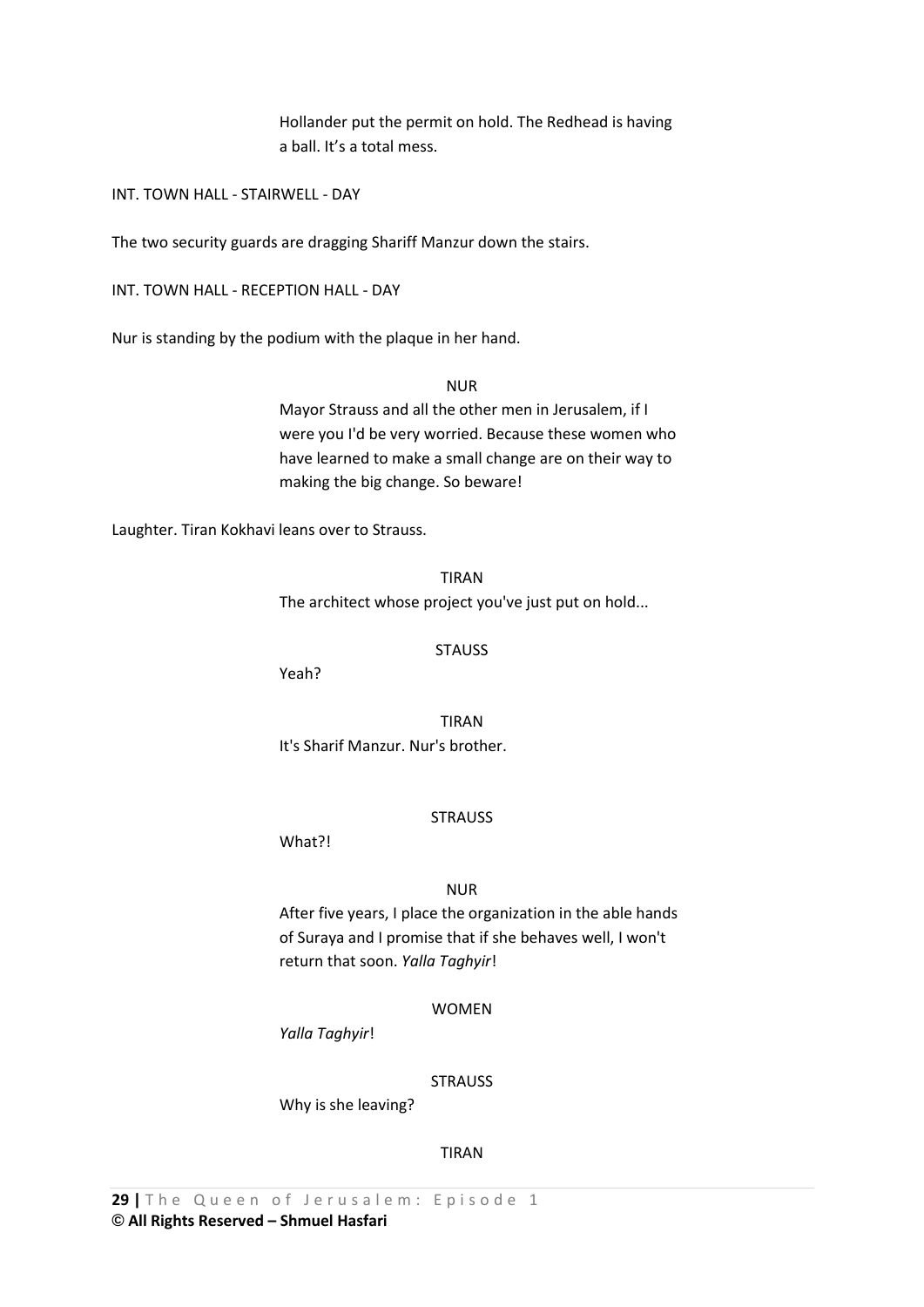Hollander put the permit on hold. The Redhead is having a ball. It's a total mess.

INT. TOWN HALL - STAIRWELL - DAY

The two security guards are dragging Shariff Manzur down the stairs.

INT. TOWN HALL - RECEPTION HALL - DAY

Nur is standing by the podium with the plaque in her hand.

NUR

Mayor Strauss and all the other men in Jerusalem, if I were you I'd be very worried. Because these women who have learned to make a small change are on their way to making the big change. So beware!

Laughter. Tiran Kokhavi leans over to Strauss.

TIRAN

The architect whose project you've just put on hold...

STAUSS

Yeah?

TIRAN

It's Sharif Manzur. Nur's brother.

STRAUSS

What?!

NUR

After five years, I place the organization in the able hands of Suraya and I promise that if she behaves well, I won't return that soon. *Yalla Taghyir*!

WOMEN

*Yalla Taghyir*!

STRAUSS

Why is she leaving?

TIRAN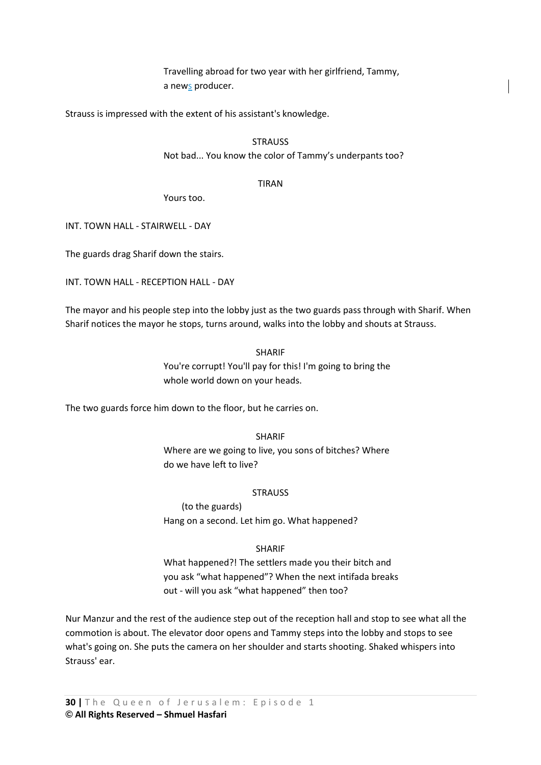Travelling abroad for two year with her girlfriend, Tammy, a news producer.

Strauss is impressed with the extent of his assistant's knowledge.

STRAUSS

Not bad... You know the color of Tammy's underpants too?

TIRAN

Yours too.

INT. TOWN HALL - STAIRWELL - DAY

The guards drag Sharif down the stairs.

INT. TOWN HALL - RECEPTION HALL - DAY

The mayor and his people step into the lobby just as the two guards pass through with Sharif. When Sharif notices the mayor he stops, turns around, walks into the lobby and shouts at Strauss.

SHARIF

You're corrupt! You'll pay for this! I'm going to bring the whole world down on your heads.

The two guards force him down to the floor, but he carries on.

SHARIF

Where are we going to live, you sons of bitches? Where do we have left to live?

STRAUSS

(to the guards)

Hang on a second. Let him go. What happened?

SHARIF

What happened?! The settlers made you their bitch and you ask "what happened"? When the next intifada breaks out - will you ask "what happened" then too?

Nur Manzur and the rest of the audience step out of the reception hall and stop to see what all the commotion is about. The elevator door opens and Tammy steps into the lobby and stops to see what's going on. She puts the camera on her shoulder and starts shooting. Shaked whispers into Strauss' ear.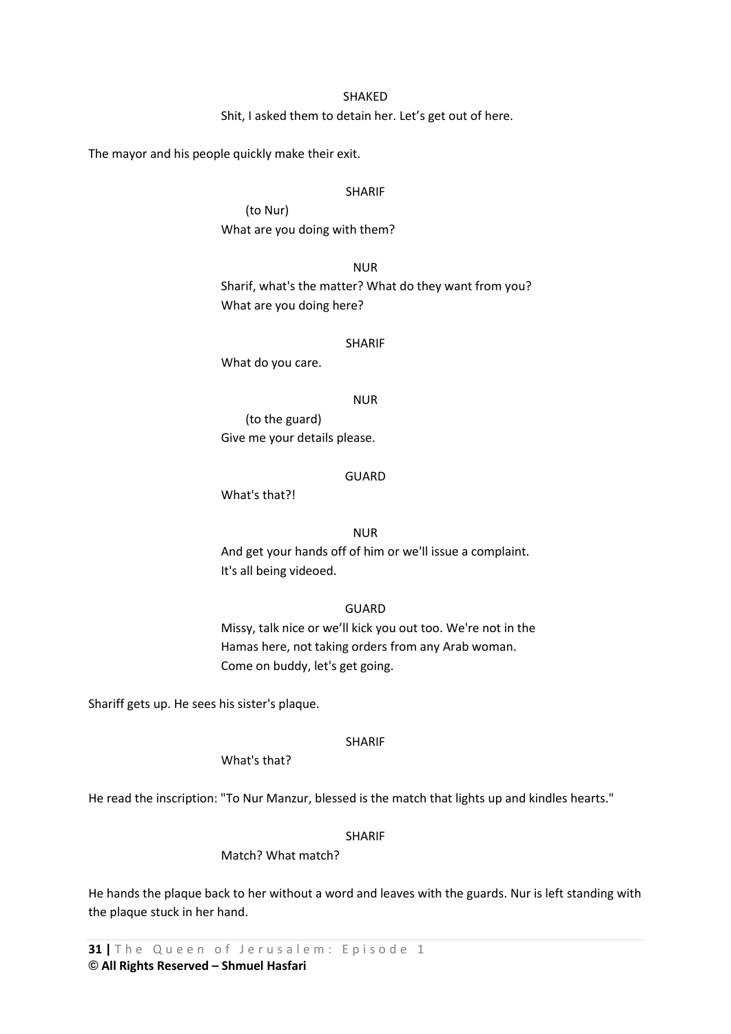SHAKED

Shit, I asked them to detain her. Let's get out of here.

The mayor and his people quickly make their exit.

SHARIF

(to Nur)

What are you doing with them?

NUR

Sharif, what's the matter? What do they want from you? What are you doing here?

SHARIF

What do you care.

NUR

(to the guard)

Give me your details please.

GUARD

What's that?!

NUR

And get your hands off of him or we'll issue a complaint. It's all being videoed.

GUARD

Missy, talk nice or we'll kick you out too. We're not in the Hamas here, not taking orders from any Arab woman. Come on buddy, let's get going.

Shariff gets up. He sees his sister's plaque.

SHARIF

What's that?

He read the inscription: "To Nur Manzur, blessed is the match that lights up and kindles hearts."

SHARIF

Match? What match?

He hands the plaque back to her without a word and leaves with the guards. Nur is left standing with the plaque stuck in her hand.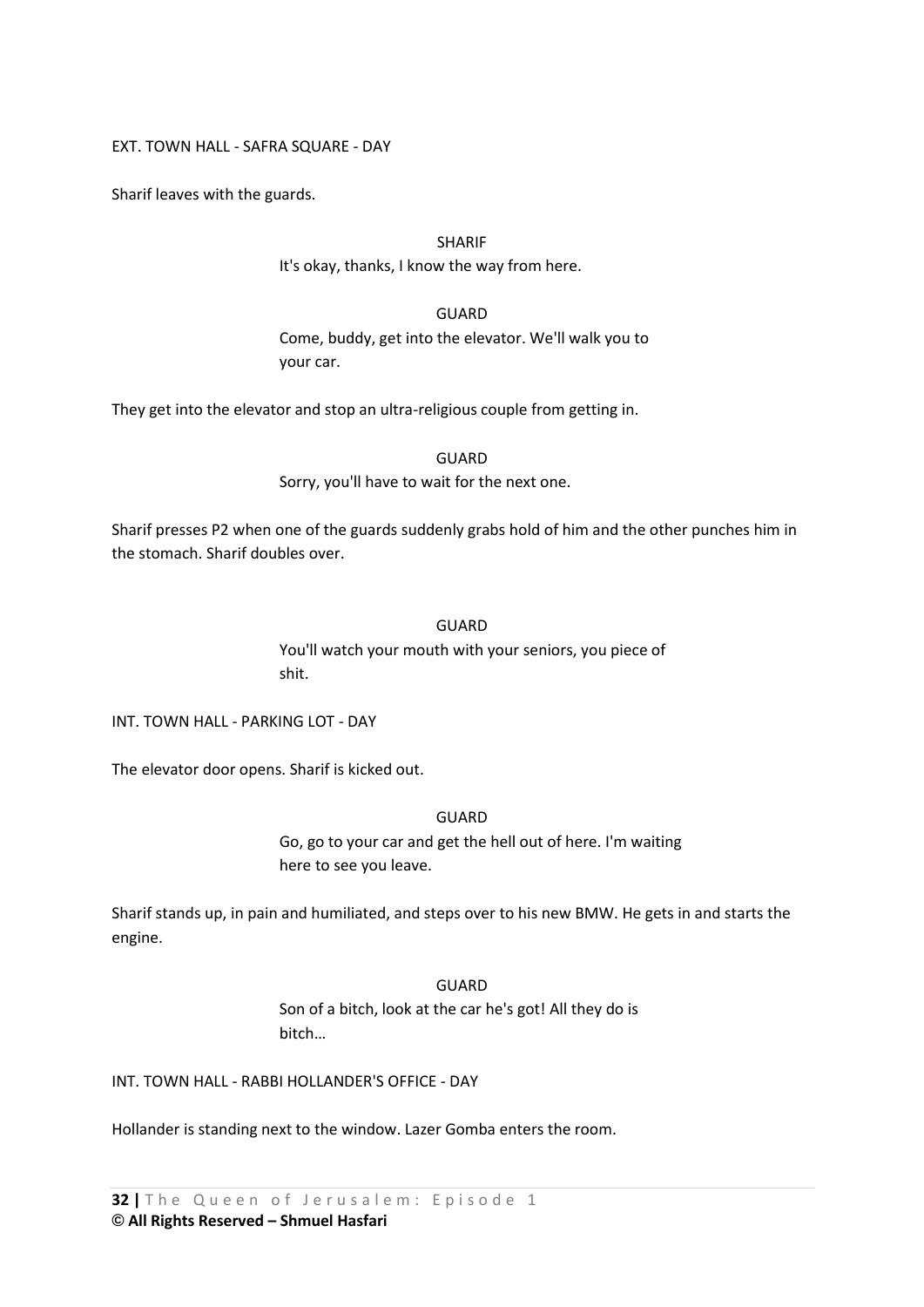EXT. TOWN HALL - SAFRA SQUARE - DAY

Sharif leaves with the guards.

SHARIF
It's okay, thanks, I know the way from here.

GUARD
Come, buddy, get into the elevator. We'll walk you to your car.

They get into the elevator and stop an ultra-religious couple from getting in.

GUARD
Sorry, you'll have to wait for the next one.

Sharif presses P2 when one of the guards suddenly grabs hold of him and the other punches him in the stomach. Sharif doubles over.

GUARD
You'll watch your mouth with your seniors, you piece of shit.

INT. TOWN HALL - PARKING LOT - DAY

The elevator door opens. Sharif is kicked out.

GUARD
Go, go to your car and get the hell out of here. I'm waiting here to see you leave.

Sharif stands up, in pain and humiliated, and steps over to his new BMW. He gets in and starts the engine.

GUARD
Son of a bitch, look at the car he's got! All they do is bitch…

INT. TOWN HALL - RABBI HOLLANDER'S OFFICE - DAY

Hollander is standing next to the window. Lazer Gomba enters the room.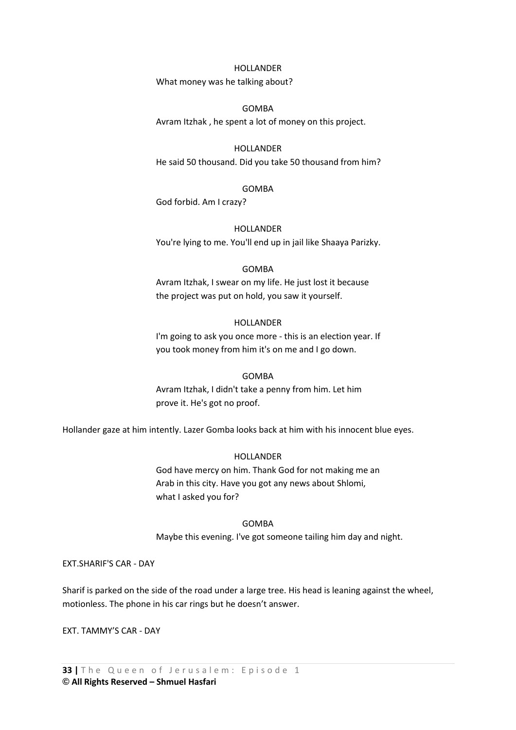HOLLANDER

What money was he talking about?

GOMBA

Avram Itzhak , he spent a lot of money on this project.

HOLLANDER

He said 50 thousand. Did you take 50 thousand from him?

GOMBA

God forbid. Am I crazy?

HOLLANDER

You're lying to me. You'll end up in jail like Shaaya Parizky.

GOMBA

Avram Itzhak, I swear on my life. He just lost it because the project was put on hold, you saw it yourself.

HOLLANDER

I'm going to ask you once more - this is an election year. If you took money from him it's on me and I go down.

GOMBA

Avram Itzhak, I didn't take a penny from him. Let him prove it. He's got no proof.

Hollander gaze at him intently. Lazer Gomba looks back at him with his innocent blue eyes.

HOLLANDER

God have mercy on him. Thank God for not making me an Arab in this city. Have you got any news about Shlomi, what I asked you for?

GOMBA

Maybe this evening. I've got someone tailing him day and night.

EXT.SHARIF'S CAR - DAY

Sharif is parked on the side of the road under a large tree. His head is leaning against the wheel, motionless. The phone in his car rings but he doesn't answer.

EXT. TAMMY'S CAR - DAY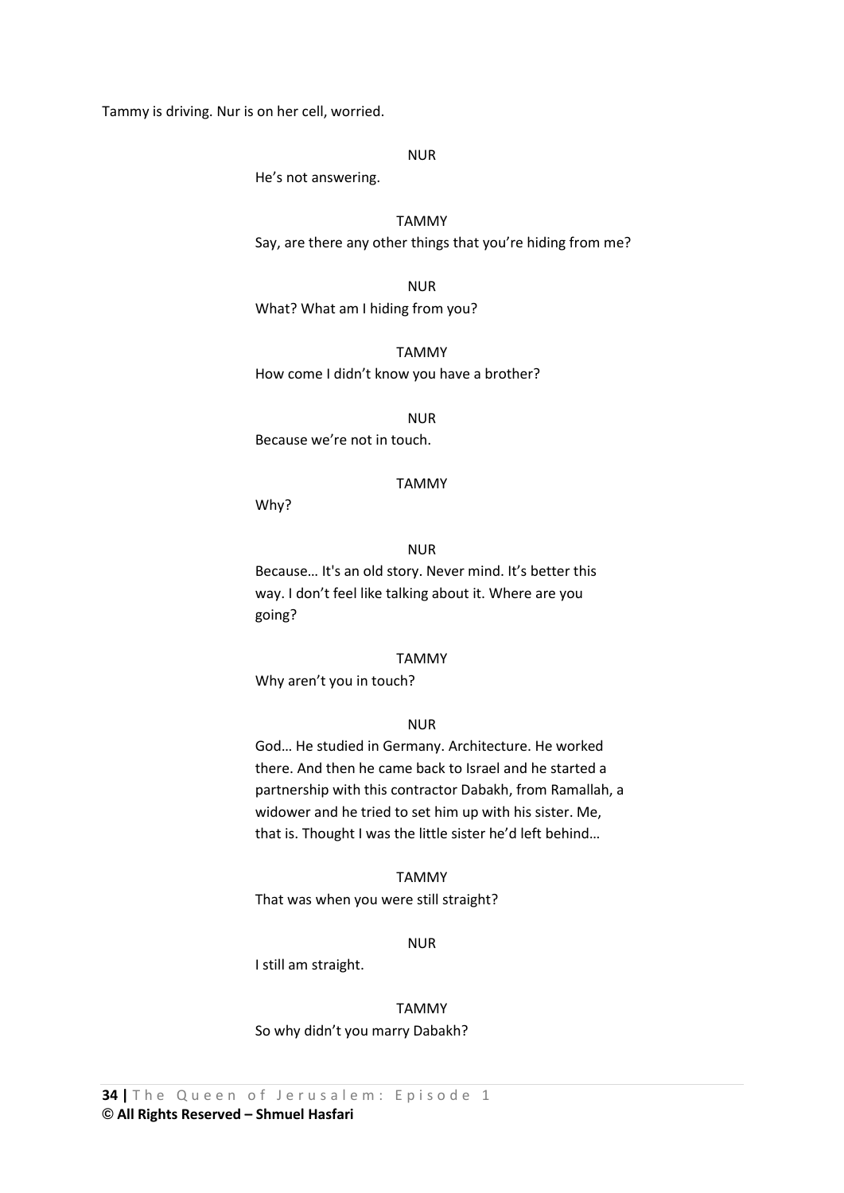Tammy is driving. Nur is on her cell, worried.

NUR

He's not answering.

TAMMY

Say, are there any other things that you're hiding from me?

NUR

What? What am I hiding from you?

TAMMY

How come I didn't know you have a brother?

NUR

Because we're not in touch.

TAMMY

Why?

NUR

Because… It's an old story. Never mind. It's better this way. I don't feel like talking about it. Where are you going?

TAMMY

Why aren't you in touch?

NUR

God… He studied in Germany. Architecture. He worked there. And then he came back to Israel and he started a partnership with this contractor Dabakh, from Ramallah, a widower and he tried to set him up with his sister. Me, that is. Thought I was the little sister he'd left behind…

TAMMY

That was when you were still straight?

NUR

I still am straight.

TAMMY

So why didn't you marry Dabakh?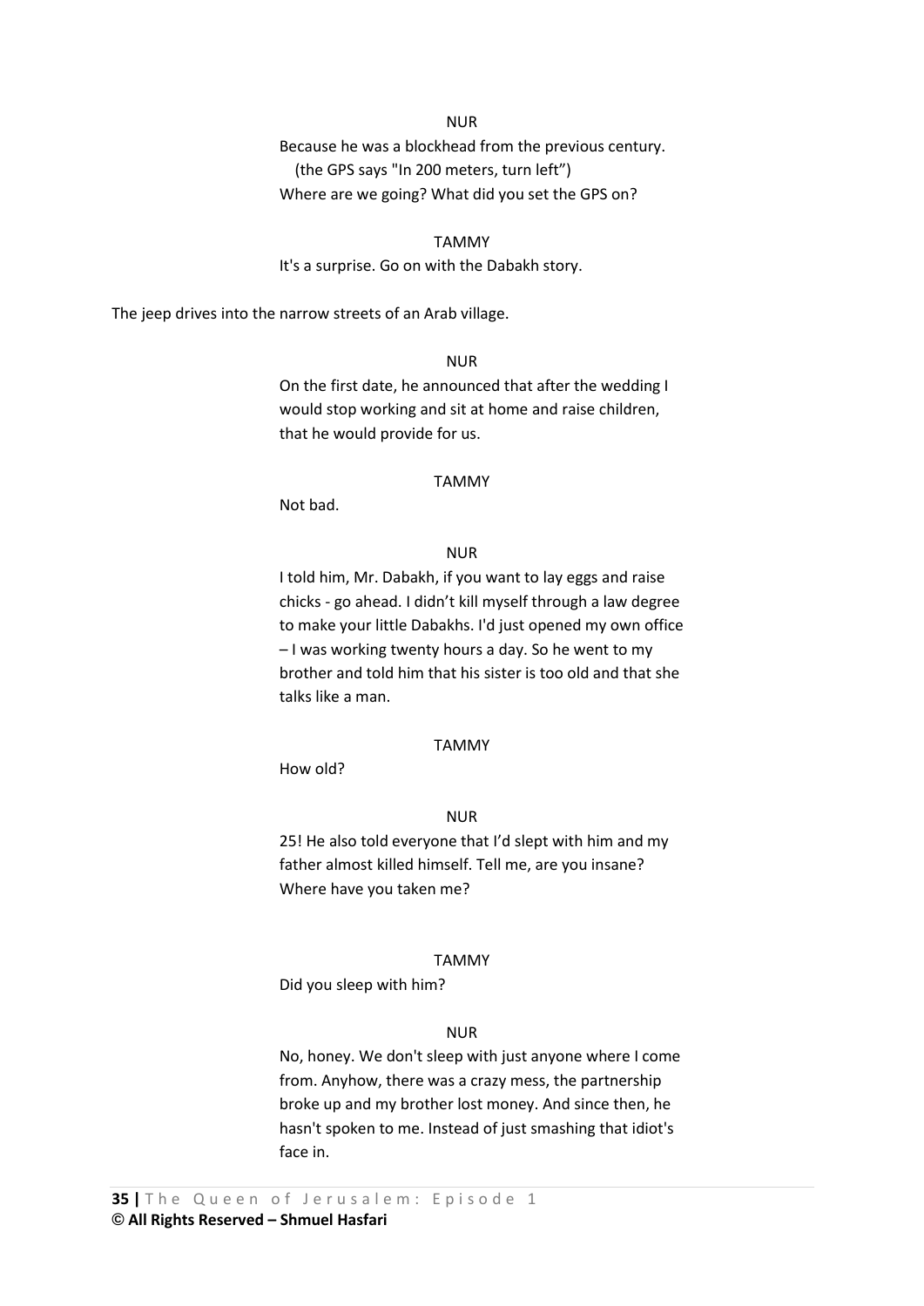NUR

Because he was a blockhead from the previous century.
(the GPS says "In 200 meters, turn left")
Where are we going? What did you set the GPS on?

TAMMY

It's a surprise. Go on with the Dabakh story.

The jeep drives into the narrow streets of an Arab village.

NUR

On the first date, he announced that after the wedding I would stop working and sit at home and raise children, that he would provide for us.

TAMMY

Not bad.

NUR

I told him, Mr. Dabakh, if you want to lay eggs and raise chicks - go ahead. I didn't kill myself through a law degree to make your little Dabakhs. I'd just opened my own office – I was working twenty hours a day. So he went to my brother and told him that his sister is too old and that she talks like a man.

TAMMY

How old?

NUR

25! He also told everyone that I'd slept with him and my father almost killed himself. Tell me, are you insane? Where have you taken me?

TAMMY

Did you sleep with him?

NUR

No, honey. We don't sleep with just anyone where I come from. Anyhow, there was a crazy mess, the partnership broke up and my brother lost money. And since then, he hasn't spoken to me. Instead of just smashing that idiot's face in.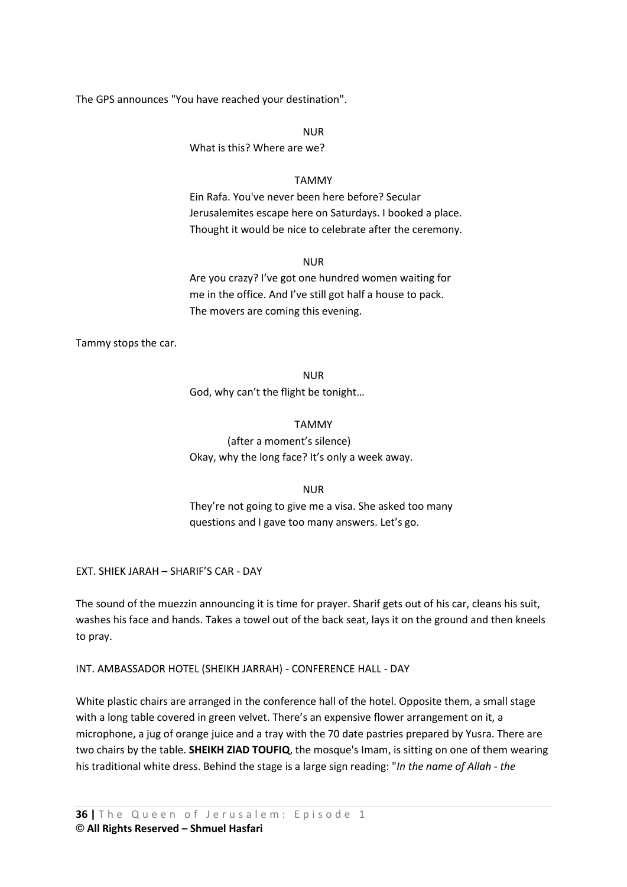The GPS announces "You have reached your destination".

NUR

What is this? Where are we?

TAMMY

Ein Rafa. You've never been here before? Secular Jerusalemites escape here on Saturdays. I booked a place. Thought it would be nice to celebrate after the ceremony.

NUR

Are you crazy? I've got one hundred women waiting for me in the office. And I've still got half a house to pack. The movers are coming this evening.

Tammy stops the car.

NUR

God, why can't the flight be tonight…

TAMMY

(after a moment's silence)

Okay, why the long face? It's only a week away.

NUR

They're not going to give me a visa. She asked too many questions and I gave too many answers. Let's go.

EXT. SHIEK JARAH – SHARIF'S CAR - DAY

The sound of the muezzin announcing it is time for prayer. Sharif gets out of his car, cleans his suit, washes his face and hands. Takes a towel out of the back seat, lays it on the ground and then kneels to pray.

INT. AMBASSADOR HOTEL (SHEIKH JARRAH) - CONFERENCE HALL - DAY

White plastic chairs are arranged in the conference hall of the hotel. Opposite them, a small stage with a long table covered in green velvet. There's an expensive flower arrangement on it, a microphone, a jug of orange juice and a tray with the 70 date pastries prepared by Yusra. There are two chairs by the table. **SHEIKH ZIAD TOUFIQ**, the mosque's Imam, is sitting on one of them wearing his traditional white dress. Behind the stage is a large sign reading: "*In the name of Allah - the*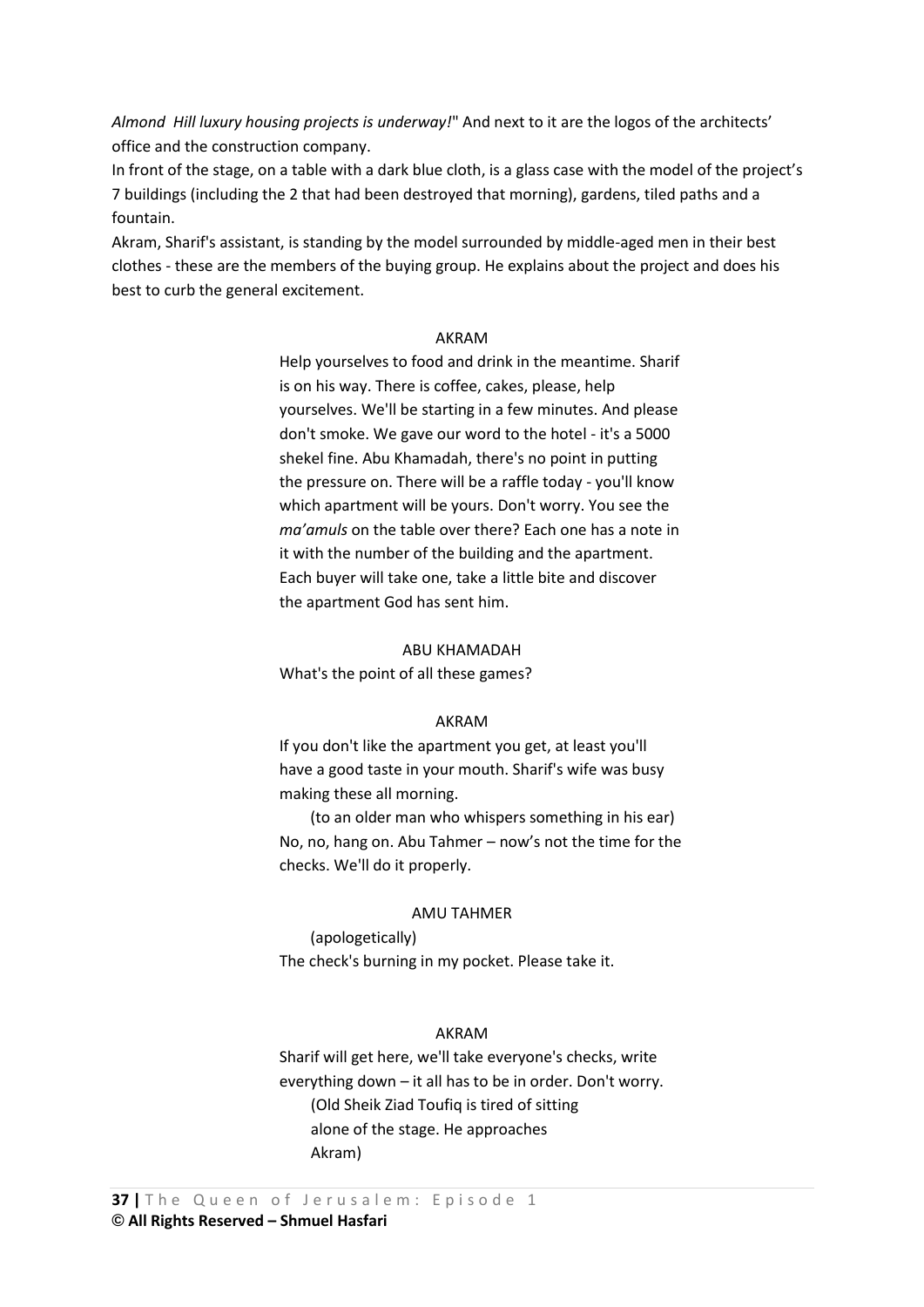*Almond Hill luxury housing projects is underway!*" And next to it are the logos of the architects' office and the construction company.
In front of the stage, on a table with a dark blue cloth, is a glass case with the model of the project's 7 buildings (including the 2 that had been destroyed that morning), gardens, tiled paths and a fountain.
Akram, Sharif's assistant, is standing by the model surrounded by middle-aged men in their best clothes - these are the members of the buying group. He explains about the project and does his best to curb the general excitement.

AKRAM

Help yourselves to food and drink in the meantime. Sharif is on his way. There is coffee, cakes, please, help yourselves. We'll be starting in a few minutes. And please don't smoke. We gave our word to the hotel - it's a 5000 shekel fine. Abu Khamadah, there's no point in putting the pressure on. There will be a raffle today - you'll know which apartment will be yours. Don't worry. You see the *ma'amuls* on the table over there? Each one has a note in it with the number of the building and the apartment. Each buyer will take one, take a little bite and discover the apartment God has sent him.

ABU KHAMADAH

What's the point of all these games?

AKRAM

If you don't like the apartment you get, at least you'll have a good taste in your mouth. Sharif's wife was busy making these all morning.

(to an older man who whispers something in his ear)

No, no, hang on. Abu Tahmer – now's the time for the checks. We'll do it properly.

AMU TAHMER

(apologetically)

The check's burning in my pocket. Please take it.

AKRAM

Sharif will get here, we'll take everyone's checks, write everything down – it all has to be in order. Don't worry.

(Old Sheik Ziad Toufiq is tired of sitting alone of the stage. He approaches Akram)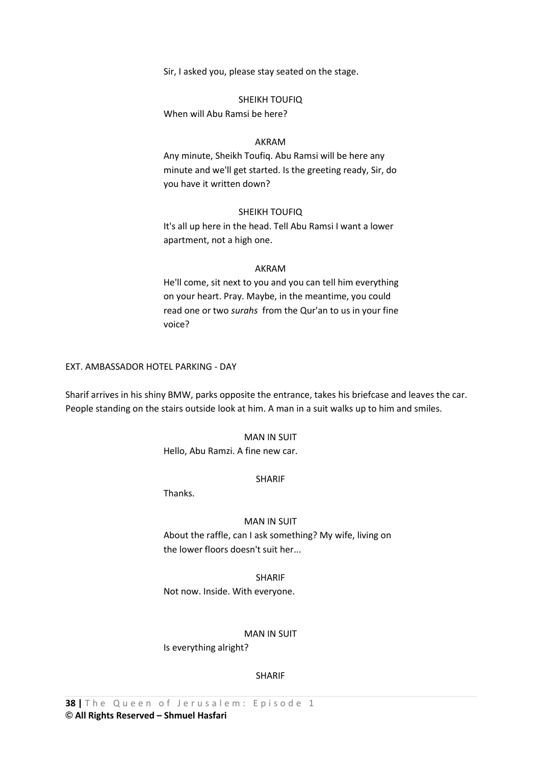Sir, I asked you, please stay seated on the stage.

SHEIKH TOUFIQ

When will Abu Ramsi be here?

AKRAM

Any minute, Sheikh Toufiq. Abu Ramsi will be here any minute and we'll get started. Is the greeting ready, Sir, do you have it written down?

SHEIKH TOUFIQ

It's all up here in the head. Tell Abu Ramsi I want a lower apartment, not a high one.

AKRAM

He'll come, sit next to you and you can tell him everything on your heart. Pray. Maybe, in the meantime, you could read one or two *surahs* from the Qur'an to us in your fine voice?

EXT. AMBASSADOR HOTEL PARKING - DAY

Sharif arrives in his shiny BMW, parks opposite the entrance, takes his briefcase and leaves the car. People standing on the stairs outside look at him. A man in a suit walks up to him and smiles.

MAN IN SUIT

Hello, Abu Ramzi. A fine new car.

SHARIF

Thanks.

MAN IN SUIT

About the raffle, can I ask something? My wife, living on the lower floors doesn't suit her...

SHARIF

Not now. Inside. With everyone.

MAN IN SUIT

Is everything alright?

SHARIF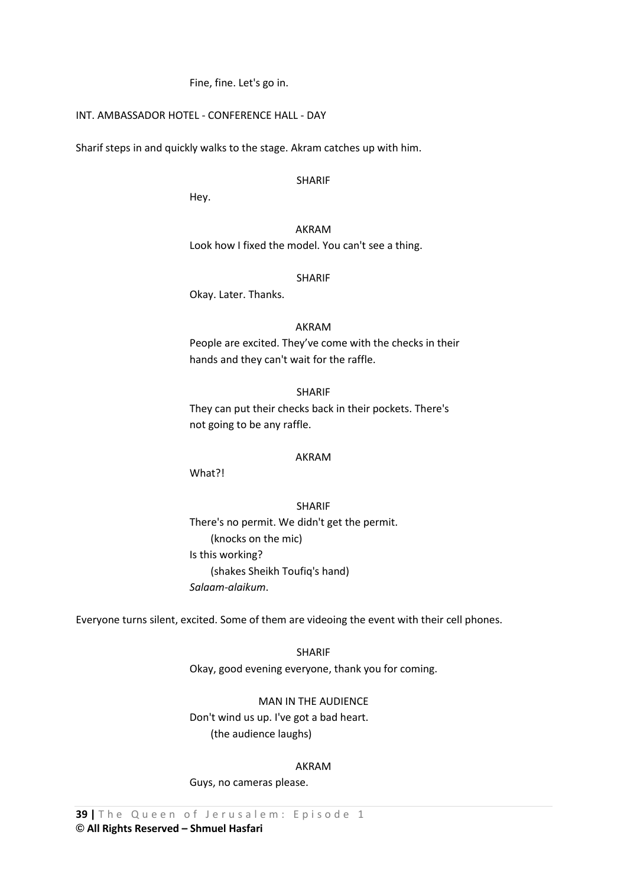Fine, fine. Let's go in.

INT. AMBASSADOR HOTEL - CONFERENCE HALL - DAY

Sharif steps in and quickly walks to the stage. Akram catches up with him.

SHARIF

Hey.

AKRAM

Look how I fixed the model. You can't see a thing.

SHARIF

Okay. Later. Thanks.

AKRAM

People are excited. They've come with the checks in their hands and they can't wait for the raffle.

SHARIF

They can put their checks back in their pockets. There's not going to be any raffle.

AKRAM

What?!

SHARIF

There's no permit. We didn't get the permit.

(knocks on the mic)

Is this working?

(shakes Sheikh Toufiq's hand)

*Salaam-alaikum*.

Everyone turns silent, excited. Some of them are videoing the event with their cell phones.

SHARIF

Okay, good evening everyone, thank you for coming.

MAN IN THE AUDIENCE

Don't wind us up. I've got a bad heart.

(the audience laughs)

AKRAM

Guys, no cameras please.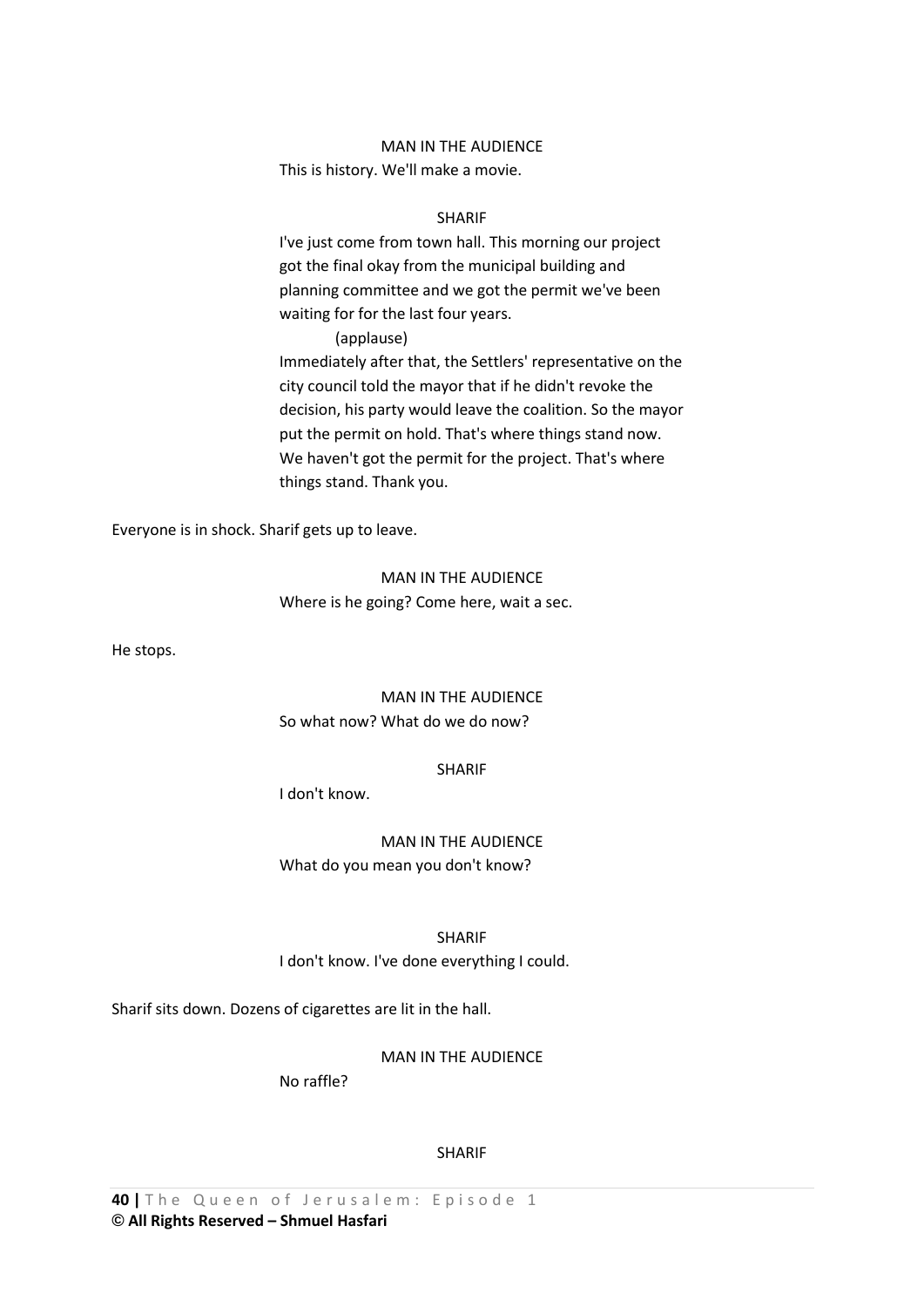MAN IN THE AUDIENCE

This is history. We'll make a movie.

SHARIF

I've just come from town hall. This morning our project got the final okay from the municipal building and planning committee and we got the permit we've been waiting for for the last four years.

(applause)

Immediately after that, the Settlers' representative on the city council told the mayor that if he didn't revoke the decision, his party would leave the coalition. So the mayor put the permit on hold. That's where things stand now. We haven't got the permit for the project. That's where things stand. Thank you.

Everyone is in shock. Sharif gets up to leave.

MAN IN THE AUDIENCE

Where is he going? Come here, wait a sec.

He stops.

MAN IN THE AUDIENCE

So what now? What do we do now?

SHARIF

I don't know.

MAN IN THE AUDIENCE

What do you mean you don't know?

SHARIF

I don't know. I've done everything I could.

Sharif sits down. Dozens of cigarettes are lit in the hall.

MAN IN THE AUDIENCE

No raffle?

SHARIF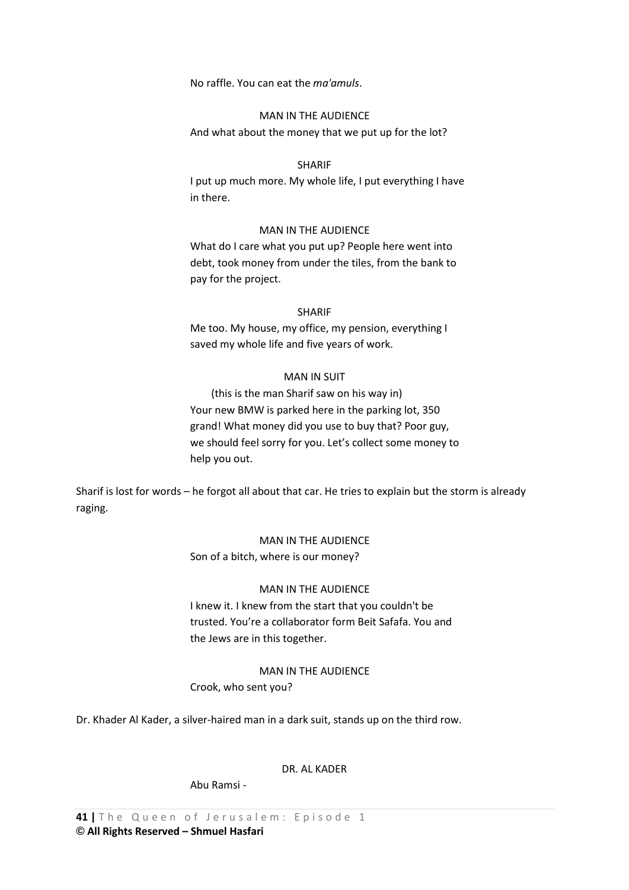No raffle. You can eat the *ma'amuls*.

MAN IN THE AUDIENCE
And what about the money that we put up for the lot?

SHARIF
I put up much more. My whole life, I put everything I have in there.

MAN IN THE AUDIENCE
What do I care what you put up? People here went into debt, took money from under the tiles, from the bank to pay for the project.

SHARIF
Me too. My house, my office, my pension, everything I saved my whole life and five years of work.

MAN IN SUIT
(this is the man Sharif saw on his way in)
Your new BMW is parked here in the parking lot, 350 grand! What money did you use to buy that? Poor guy, we should feel sorry for you. Let's collect some money to help you out.

Sharif is lost for words – he forgot all about that car. He tries to explain but the storm is already raging.

MAN IN THE AUDIENCE
Son of a bitch, where is our money?

MAN IN THE AUDIENCE
I knew it. I knew from the start that you couldn't be trusted. You're a collaborator form Beit Safafa. You and the Jews are in this together.

MAN IN THE AUDIENCE
Crook, who sent you?

Dr. Khader Al Kader, a silver-haired man in a dark suit, stands up on the third row.

DR. AL KADER
Abu Ramsi -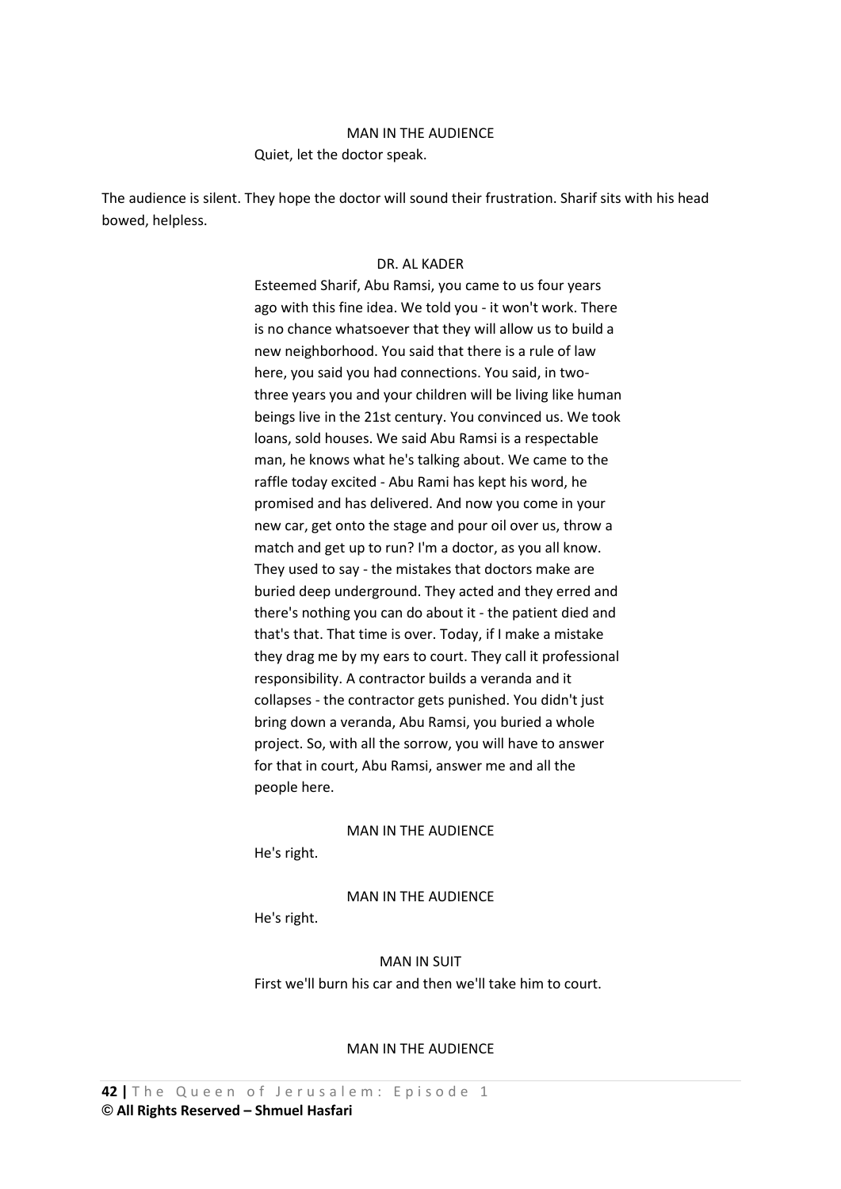MAN IN THE AUDIENCE

Quiet, let the doctor speak.

The audience is silent. They hope the doctor will sound their frustration. Sharif sits with his head bowed, helpless.

DR. AL KADER

Esteemed Sharif, Abu Ramsi, you came to us four years ago with this fine idea. We told you - it won't work. There is no chance whatsoever that they will allow us to build a new neighborhood. You said that there is a rule of law here, you said you had connections. You said, in two-three years you and your children will be living like human beings live in the 21st century. You convinced us. We took loans, sold houses. We said Abu Ramsi is a respectable man, he knows what he's talking about. We came to the raffle today excited - Abu Rami has kept his word, he promised and has delivered. And now you come in your new car, get onto the stage and pour oil over us, throw a match and get up to run? I'm a doctor, as you all know. They used to say - the mistakes that doctors make are buried deep underground. They acted and they erred and there's nothing you can do about it - the patient died and that's that. That time is over. Today, if I make a mistake they drag me by my ears to court. They call it professional responsibility. A contractor builds a veranda and it collapses - the contractor gets punished. You didn't just bring down a veranda, Abu Ramsi, you buried a whole project. So, with all the sorrow, you will have to answer for that in court, Abu Ramsi, answer me and all the people here.

MAN IN THE AUDIENCE

He's right.

MAN IN THE AUDIENCE

He's right.

MAN IN SUIT

First we'll burn his car and then we'll take him to court.

MAN IN THE AUDIENCE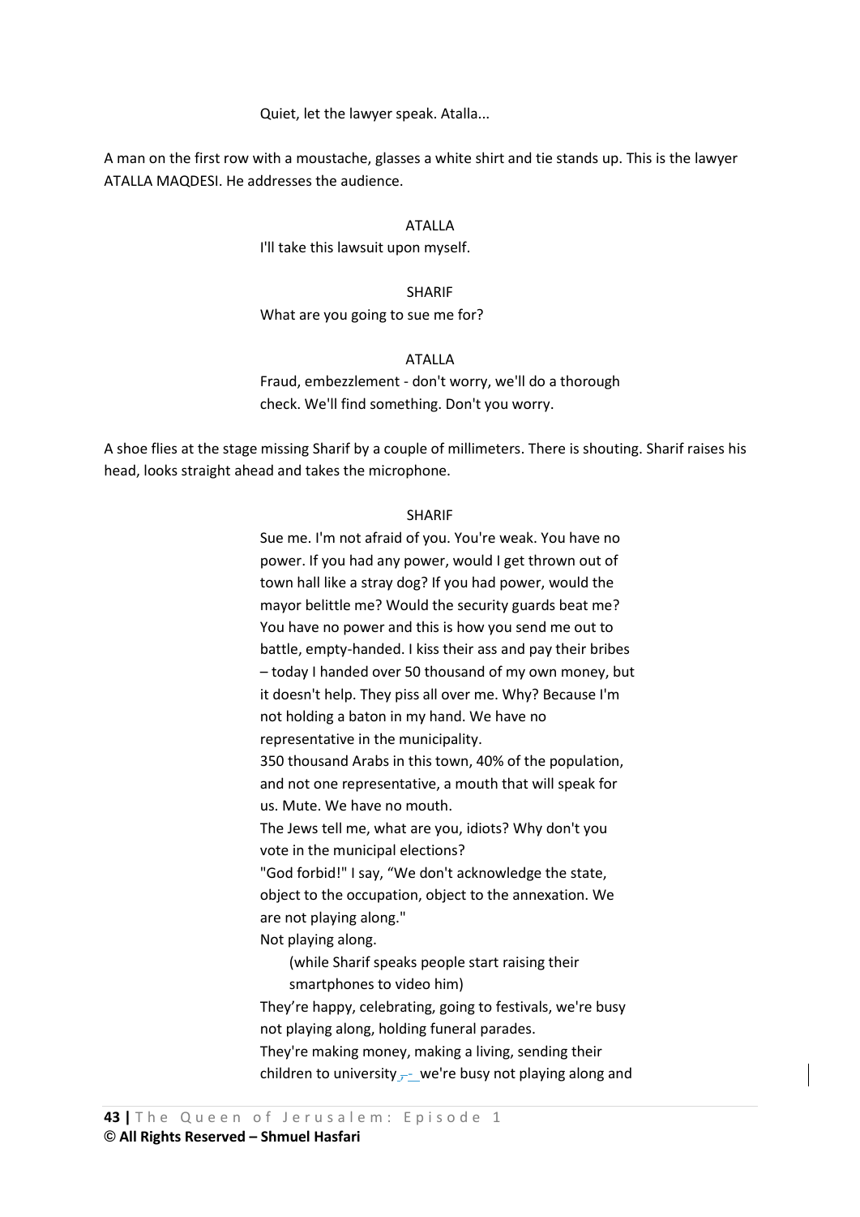Quiet, let the lawyer speak. Atalla...

A man on the first row with a moustache, glasses a white shirt and tie stands up. This is the lawyer ATALLA MAQDESI. He addresses the audience.

ATALLA

I'll take this lawsuit upon myself.

SHARIF

What are you going to sue me for?

ATALLA

Fraud, embezzlement - don't worry, we'll do a thorough check. We'll find something. Don't you worry.

A shoe flies at the stage missing Sharif by a couple of millimeters. There is shouting. Sharif raises his head, looks straight ahead and takes the microphone.

SHARIF

Sue me. I'm not afraid of you. You're weak. You have no power. If you had any power, would I get thrown out of town hall like a stray dog? If you had power, would the mayor belittle me? Would the security guards beat me? You have no power and this is how you send me out to battle, empty-handed. I kiss their ass and pay their bribes – today I handed over 50 thousand of my own money, but it doesn't help. They piss all over me. Why? Because I'm not holding a baton in my hand. We have no representative in the municipality.
350 thousand Arabs in this town, 40% of the population, and not one representative, a mouth that will speak for us. Mute. We have no mouth.
The Jews tell me, what are you, idiots? Why don't you vote in the municipal elections?
"God forbid!" I say, "We don't acknowledge the state, object to the occupation, object to the annexation. We are not playing along."
Not playing along.

(while Sharif speaks people start raising their smartphones to video him)

They're happy, celebrating, going to festivals, we're busy not playing along, holding funeral parades.
They're making money, making a living, sending their children to university -- we're busy not playing along and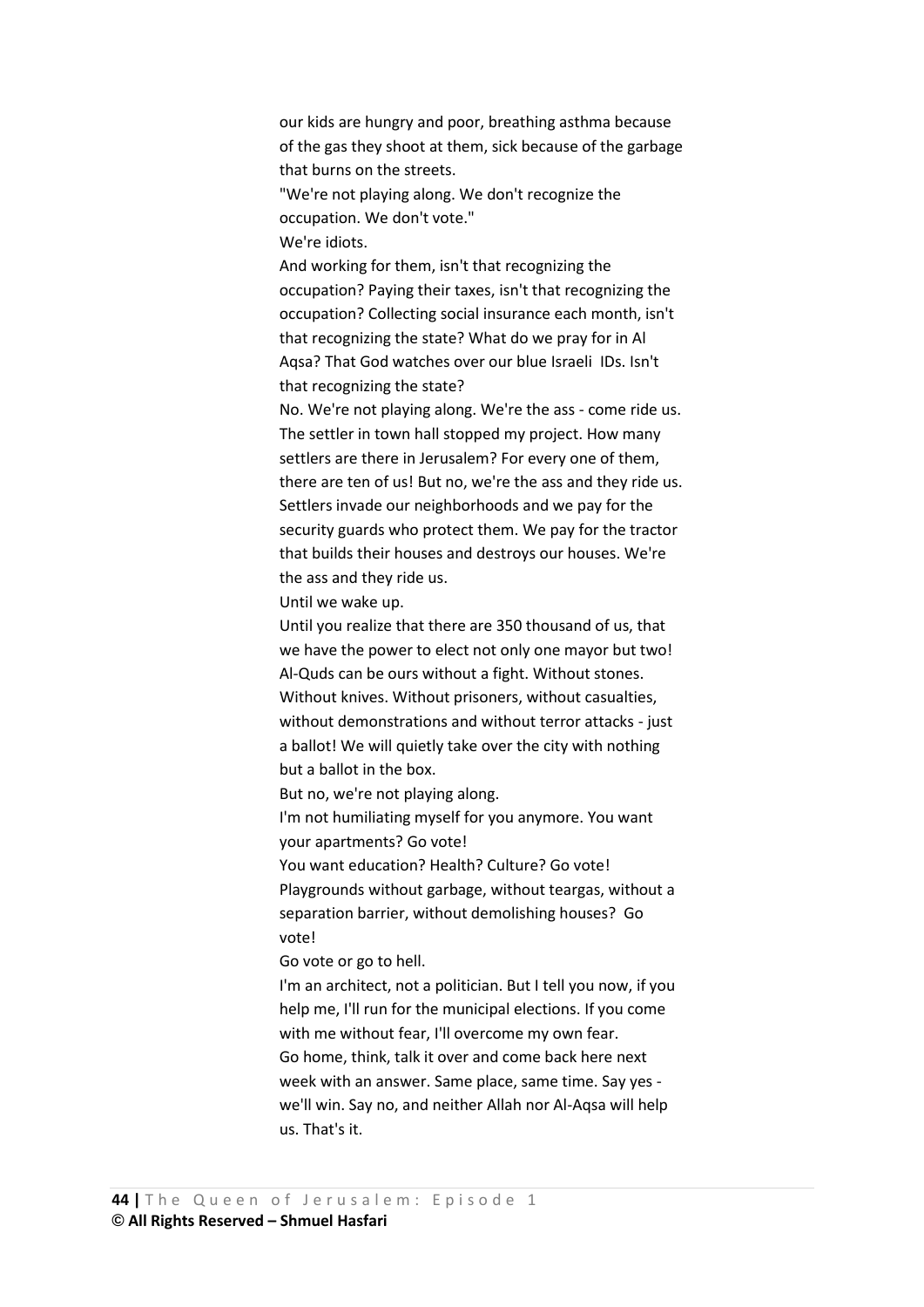our kids are hungry and poor, breathing asthma because of the gas they shoot at them, sick because of the garbage that burns on the streets.

"We're not playing along. We don't recognize the occupation. We don't vote."

We're idiots.

And working for them, isn't that recognizing the occupation? Paying their taxes, isn't that recognizing the occupation? Collecting social insurance each month, isn't that recognizing the state? What do we pray for in Al Aqsa? That God watches over our blue Israeli IDs. Isn't that recognizing the state?

No. We're not playing along. We're the ass - come ride us. The settler in town hall stopped my project. How many settlers are there in Jerusalem? For every one of them, there are ten of us! But no, we're the ass and they ride us. Settlers invade our neighborhoods and we pay for the security guards who protect them. We pay for the tractor that builds their houses and destroys our houses. We're the ass and they ride us.

Until we wake up.

Until you realize that there are 350 thousand of us, that we have the power to elect not only one mayor but two! Al-Quds can be ours without a fight. Without stones. Without knives. Without prisoners, without casualties, without demonstrations and without terror attacks - just a ballot! We will quietly take over the city with nothing but a ballot in the box.

But no, we're not playing along.

I'm not humiliating myself for you anymore. You want your apartments? Go vote!

You want education? Health? Culture? Go vote!

Playgrounds without garbage, without teargas, without a separation barrier, without demolishing houses? Go vote!

Go vote or go to hell.

I'm an architect, not a politician. But I tell you now, if you help me, I'll run for the municipal elections. If you come with me without fear, I'll overcome my own fear.

Go home, think, talk it over and come back here next week with an answer. Same place, same time. Say yes - we'll win. Say no, and neither Allah nor Al-Aqsa will help us. That's it.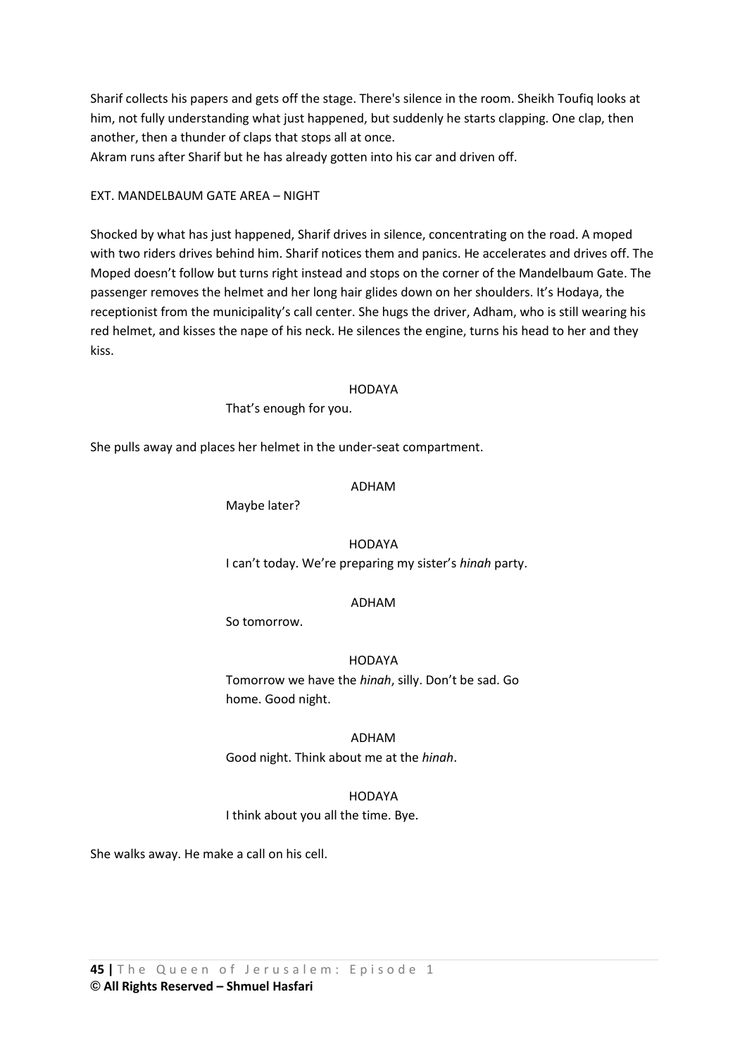Sharif collects his papers and gets off the stage. There's silence in the room. Sheikh Toufiq looks at him, not fully understanding what just happened, but suddenly he starts clapping. One clap, then another, then a thunder of claps that stops all at once.
Akram runs after Sharif but he has already gotten into his car and driven off.

EXT. MANDELBAUM GATE AREA – NIGHT

Shocked by what has just happened, Sharif drives in silence, concentrating on the road. A moped with two riders drives behind him. Sharif notices them and panics. He accelerates and drives off. The Moped doesn't follow but turns right instead and stops on the corner of the Mandelbaum Gate. The passenger removes the helmet and her long hair glides down on her shoulders. It's Hodaya, the receptionist from the municipality's call center. She hugs the driver, Adham, who is still wearing his red helmet, and kisses the nape of his neck. He silences the engine, turns his head to her and they kiss.

HODAYA

That's enough for you.

She pulls away and places her helmet in the under-seat compartment.

ADHAM

Maybe later?

HODAYA

I can't today. We're preparing my sister's *hinah* party.

ADHAM

So tomorrow.

HODAYA

Tomorrow we have the *hinah*, silly. Don't be sad. Go home. Good night.

ADHAM

Good night. Think about me at the *hinah*.

HODAYA

I think about you all the time. Bye.

She walks away. He make a call on his cell.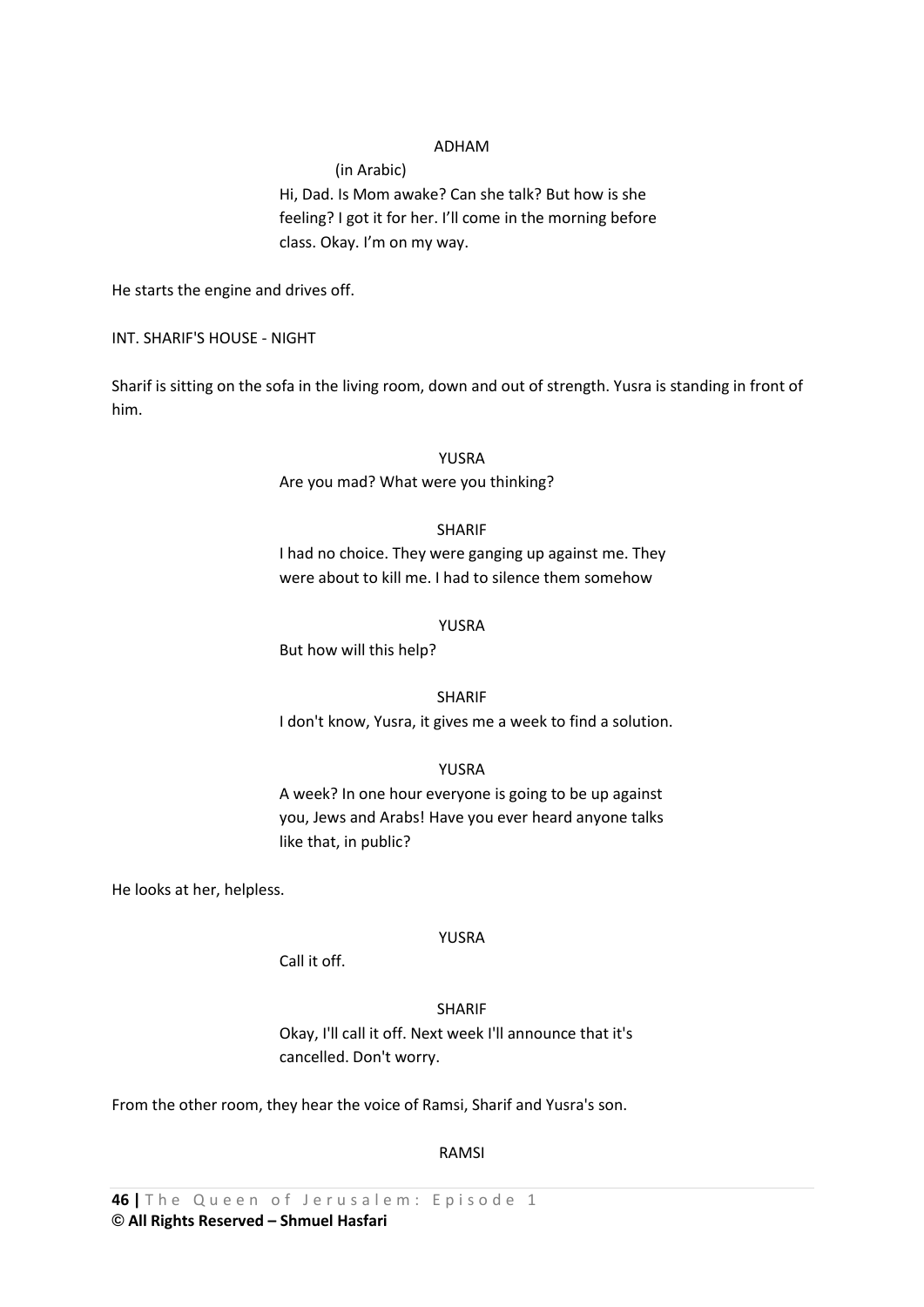ADHAM

(in Arabic)

Hi, Dad. Is Mom awake? Can she talk? But how is she feeling? I got it for her. I'll come in the morning before class. Okay. I'm on my way.

He starts the engine and drives off.

INT. SHARIF'S HOUSE - NIGHT

Sharif is sitting on the sofa in the living room, down and out of strength. Yusra is standing in front of him.

YUSRA

Are you mad? What were you thinking?

SHARIF

I had no choice. They were ganging up against me. They were about to kill me. I had to silence them somehow

YUSRA

But how will this help?

SHARIF

I don't know, Yusra, it gives me a week to find a solution.

YUSRA

A week? In one hour everyone is going to be up against you, Jews and Arabs! Have you ever heard anyone talks like that, in public?

He looks at her, helpless.

YUSRA

Call it off.

SHARIF

Okay, I'll call it off. Next week I'll announce that it's cancelled. Don't worry.

From the other room, they hear the voice of Ramsi, Sharif and Yusra's son.

RAMSI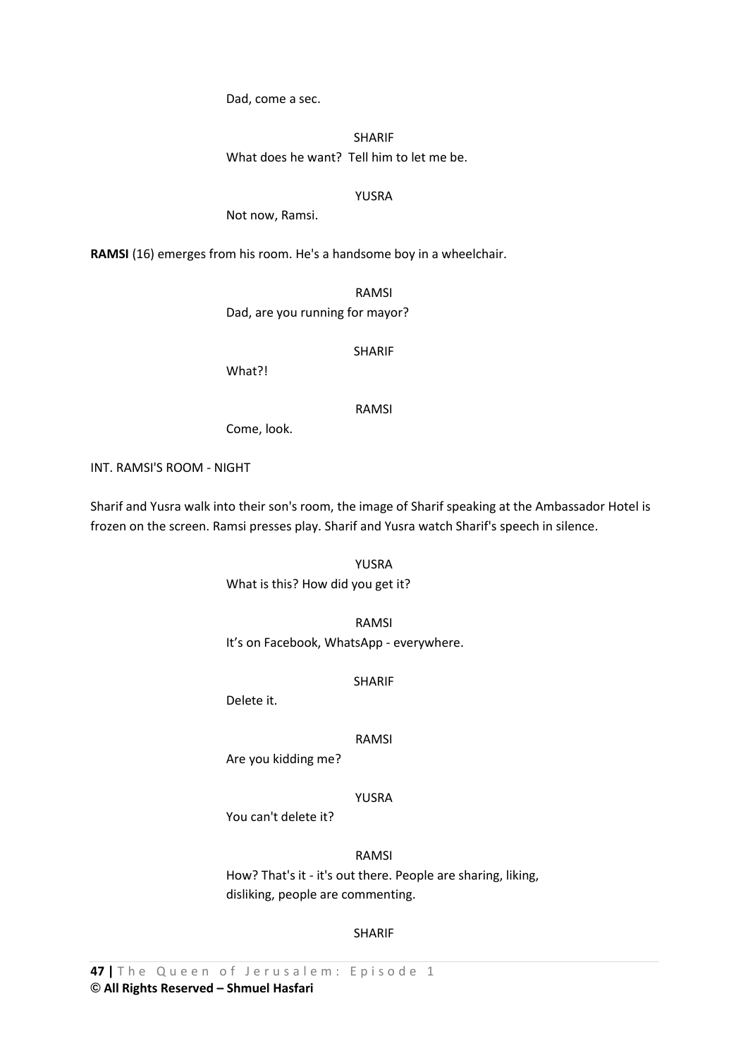Dad, come a sec.

SHARIF

What does he want? Tell him to let me be.

YUSRA

Not now, Ramsi.

**RAMSI** (16) emerges from his room. He's a handsome boy in a wheelchair.

RAMSI

Dad, are you running for mayor?

SHARIF

What?!

RAMSI

Come, look.

INT. RAMSI'S ROOM - NIGHT

Sharif and Yusra walk into their son's room, the image of Sharif speaking at the Ambassador Hotel is frozen on the screen. Ramsi presses play. Sharif and Yusra watch Sharif's speech in silence.

YUSRA

What is this? How did you get it?

RAMSI

It's on Facebook, WhatsApp - everywhere.

SHARIF

Delete it.

RAMSI

Are you kidding me?

YUSRA

You can't delete it?

RAMSI

How? That's it - it's out there. People are sharing, liking, disliking, people are commenting.

SHARIF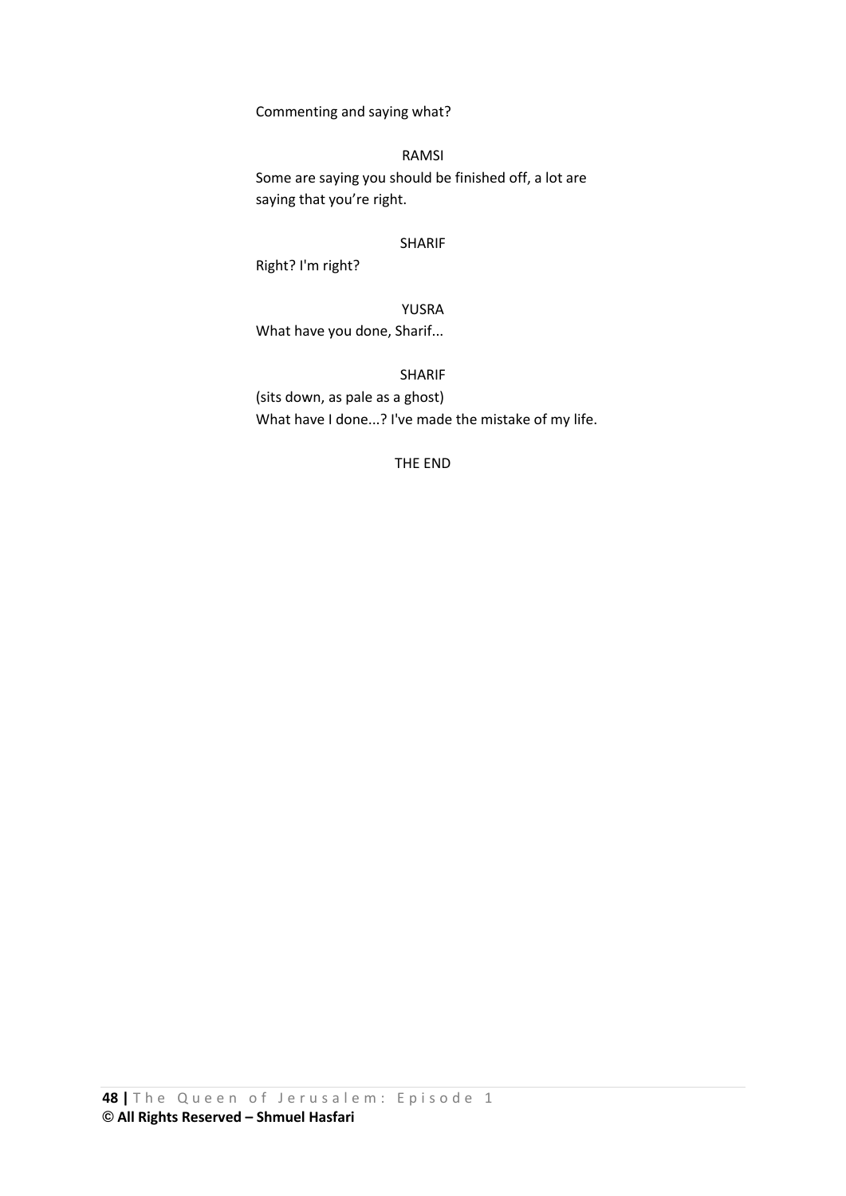Commenting and saying what?

RAMSI

Some are saying you should be finished off, a lot are saying that you're right.

SHARIF

Right? I'm right?

YUSRA

What have you done, Sharif...

SHARIF

(sits down, as pale as a ghost)

What have I done...? I've made the mistake of my life.

THE END